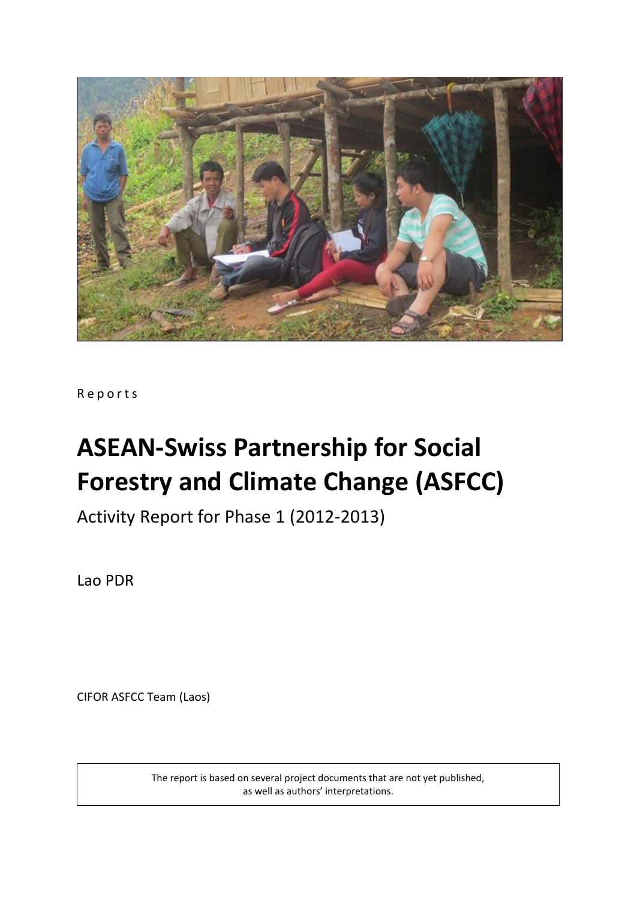Reports

# ASEAN-Swiss Partnership for Social Forestry and Climate Change (ASFCC)

Activity Report for Phase 1 (2012-2013)

Lao PDR

CIFOR ASFCC Team (Laos)

The report is based on several project documents that are not yet published, as well as authors' interpretations.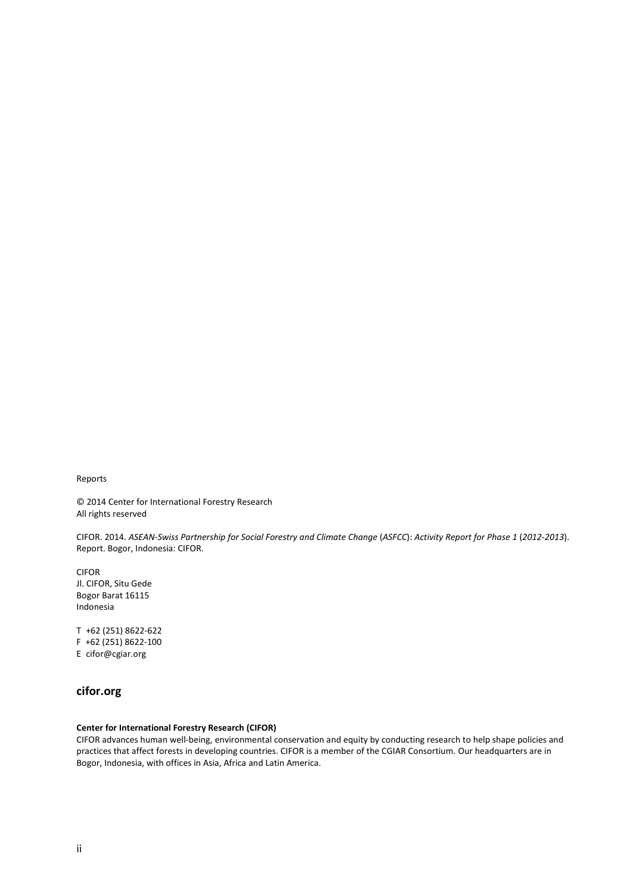Reports

© 2014 Center for International Forestry Research
All rights reserved

CIFOR. 2014. *ASEAN-Swiss Partnership for Social Forestry and Climate Change* (*ASFCC*): *Activity Report for Phase 1* (*2012-2013*). Report. Bogor, Indonesia: CIFOR.

CIFOR
Jl. CIFOR, Situ Gede
Bogor Barat 16115
Indonesia

T +62 (251) 8622-622
F +62 (251) 8622-100
E cifor@cgiar.org

## cifor.org

**Center for International Forestry Research (CIFOR)**
CIFOR advances human well-being, environmental conservation and equity by conducting research to help shape policies and practices that affect forests in developing countries. CIFOR is a member of the CGIAR Consortium. Our headquarters are in Bogor, Indonesia, with offices in Asia, Africa and Latin America.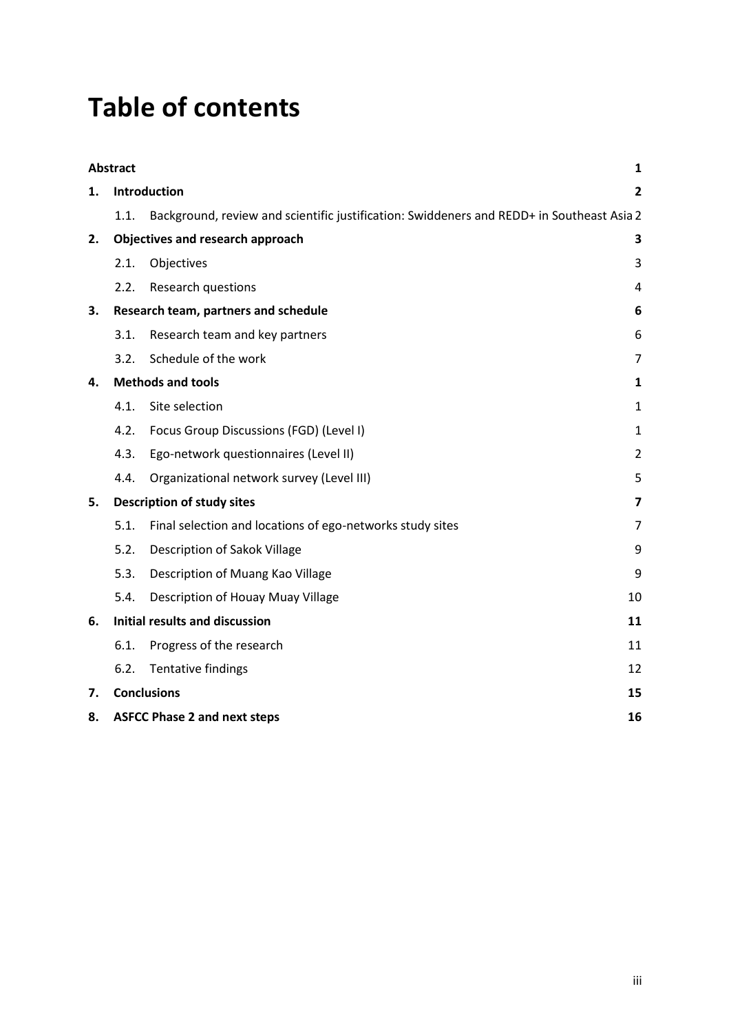# Table of contents

| | | |
|---|---|---|
| **Abstract** | | **1** |
| **1.** | **Introduction** | **2** |
| 1.1. | Background, review and scientific justification: Swiddeners and REDD+ in Southeast Asia | 2 |
| **2.** | **Objectives and research approach** | **3** |
| 2.1. | Objectives | 3 |
| 2.2. | Research questions | 4 |
| **3.** | **Research team, partners and schedule** | **6** |
| 3.1. | Research team and key partners | 6 |
| 3.2. | Schedule of the work | 7 |
| **4.** | **Methods and tools** | **1** |
| 4.1. | Site selection | 1 |
| 4.2. | Focus Group Discussions (FGD) (Level I) | 1 |
| 4.3. | Ego-network questionnaires (Level II) | 2 |
| 4.4. | Organizational network survey (Level III) | 5 |
| **5.** | **Description of study sites** | **7** |
| 5.1. | Final selection and locations of ego-networks study sites | 7 |
| 5.2. | Description of Sakok Village | 9 |
| 5.3. | Description of Muang Kao Village | 9 |
| 5.4. | Description of Houay Muay Village | 10 |
| **6.** | **Initial results and discussion** | **11** |
| 6.1. | Progress of the research | 11 |
| 6.2. | Tentative findings | 12 |
| **7.** | **Conclusions** | **15** |
| **8.** | **ASFCC Phase 2 and next steps** | **16** |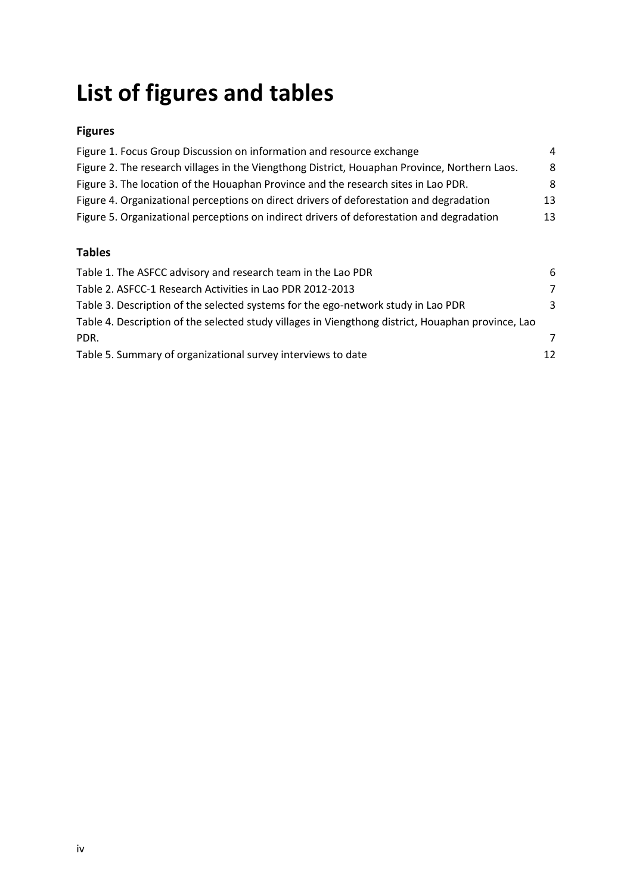# List of figures and tables

### Figures

Figure 1. Focus Group Discussion on information and resource exchange 4
Figure 2. The research villages in the Viengthong District, Houaphan Province, Northern Laos. 8
Figure 3. The location of the Houaphan Province and the research sites in Lao PDR. 8
Figure 4. Organizational perceptions on direct drivers of deforestation and degradation 13
Figure 5. Organizational perceptions on indirect drivers of deforestation and degradation 13

### Tables

Table 1. The ASFCC advisory and research team in the Lao PDR 6
Table 2. ASFCC-1 Research Activities in Lao PDR 2012-2013 7
Table 3. Description of the selected systems for the ego-network study in Lao PDR 3
Table 4. Description of the selected study villages in Viengthong district, Houaphan province, Lao PDR. 7
Table 5. Summary of organizational survey interviews to date 12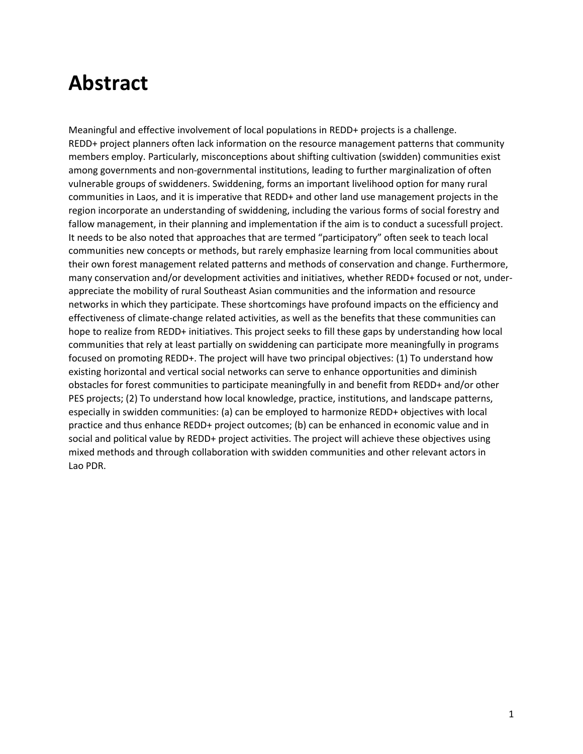# Abstract

Meaningful and effective involvement of local populations in REDD+ projects is a challenge. REDD+ project planners often lack information on the resource management patterns that community members employ. Particularly, misconceptions about shifting cultivation (swidden) communities exist among governments and non-governmental institutions, leading to further marginalization of often vulnerable groups of swiddeners. Swiddening, forms an important livelihood option for many rural communities in Laos, and it is imperative that REDD+ and other land use management projects in the region incorporate an understanding of swiddening, including the various forms of social forestry and fallow management, in their planning and implementation if the aim is to conduct a sucessfull project. It needs to be also noted that approaches that are termed "participatory" often seek to teach local communities new concepts or methods, but rarely emphasize learning from local communities about their own forest management related patterns and methods of conservation and change. Furthermore, many conservation and/or development activities and initiatives, whether REDD+ focused or not, under-appreciate the mobility of rural Southeast Asian communities and the information and resource networks in which they participate. These shortcomings have profound impacts on the efficiency and effectiveness of climate-change related activities, as well as the benefits that these communities can hope to realize from REDD+ initiatives. This project seeks to fill these gaps by understanding how local communities that rely at least partially on swiddening can participate more meaningfully in programs focused on promoting REDD+. The project will have two principal objectives: (1) To understand how existing horizontal and vertical social networks can serve to enhance opportunities and diminish obstacles for forest communities to participate meaningfully in and benefit from REDD+ and/or other PES projects; (2) To understand how local knowledge, practice, institutions, and landscape patterns, especially in swidden communities: (a) can be employed to harmonize REDD+ objectives with local practice and thus enhance REDD+ project outcomes; (b) can be enhanced in economic value and in social and political value by REDD+ project activities. The project will achieve these objectives using mixed methods and through collaboration with swidden communities and other relevant actors in Lao PDR.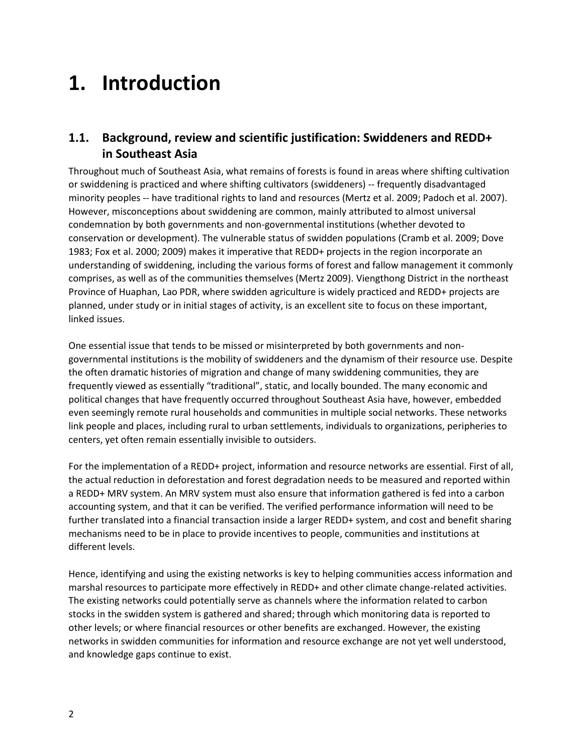# 1. Introduction

## 1.1. Background, review and scientific justification: Swiddeners and REDD+ in Southeast Asia

Throughout much of Southeast Asia, what remains of forests is found in areas where shifting cultivation or swiddening is practiced and where shifting cultivators (swiddeners) -- frequently disadvantaged minority peoples -- have traditional rights to land and resources (Mertz et al. 2009; Padoch et al. 2007). However, misconceptions about swiddening are common, mainly attributed to almost universal condemnation by both governments and non-governmental institutions (whether devoted to conservation or development). The vulnerable status of swidden populations (Cramb et al. 2009; Dove 1983; Fox et al. 2000; 2009) makes it imperative that REDD+ projects in the region incorporate an understanding of swiddening, including the various forms of forest and fallow management it commonly comprises, as well as of the communities themselves (Mertz 2009). Viengthong District in the northeast Province of Huaphan, Lao PDR, where swidden agriculture is widely practiced and REDD+ projects are planned, under study or in initial stages of activity, is an excellent site to focus on these important, linked issues.

One essential issue that tends to be missed or misinterpreted by both governments and non-governmental institutions is the mobility of swiddeners and the dynamism of their resource use. Despite the often dramatic histories of migration and change of many swiddening communities, they are frequently viewed as essentially "traditional", static, and locally bounded. The many economic and political changes that have frequently occurred throughout Southeast Asia have, however, embedded even seemingly remote rural households and communities in multiple social networks. These networks link people and places, including rural to urban settlements, individuals to organizations, peripheries to centers, yet often remain essentially invisible to outsiders.

For the implementation of a REDD+ project, information and resource networks are essential. First of all, the actual reduction in deforestation and forest degradation needs to be measured and reported within a REDD+ MRV system. An MRV system must also ensure that information gathered is fed into a carbon accounting system, and that it can be verified. The verified performance information will need to be further translated into a financial transaction inside a larger REDD+ system, and cost and benefit sharing mechanisms need to be in place to provide incentives to people, communities and institutions at different levels.

Hence, identifying and using the existing networks is key to helping communities access information and marshal resources to participate more effectively in REDD+ and other climate change-related activities. The existing networks could potentially serve as channels where the information related to carbon stocks in the swidden system is gathered and shared; through which monitoring data is reported to other levels; or where financial resources or other benefits are exchanged. However, the existing networks in swidden communities for information and resource exchange are not yet well understood, and knowledge gaps continue to exist.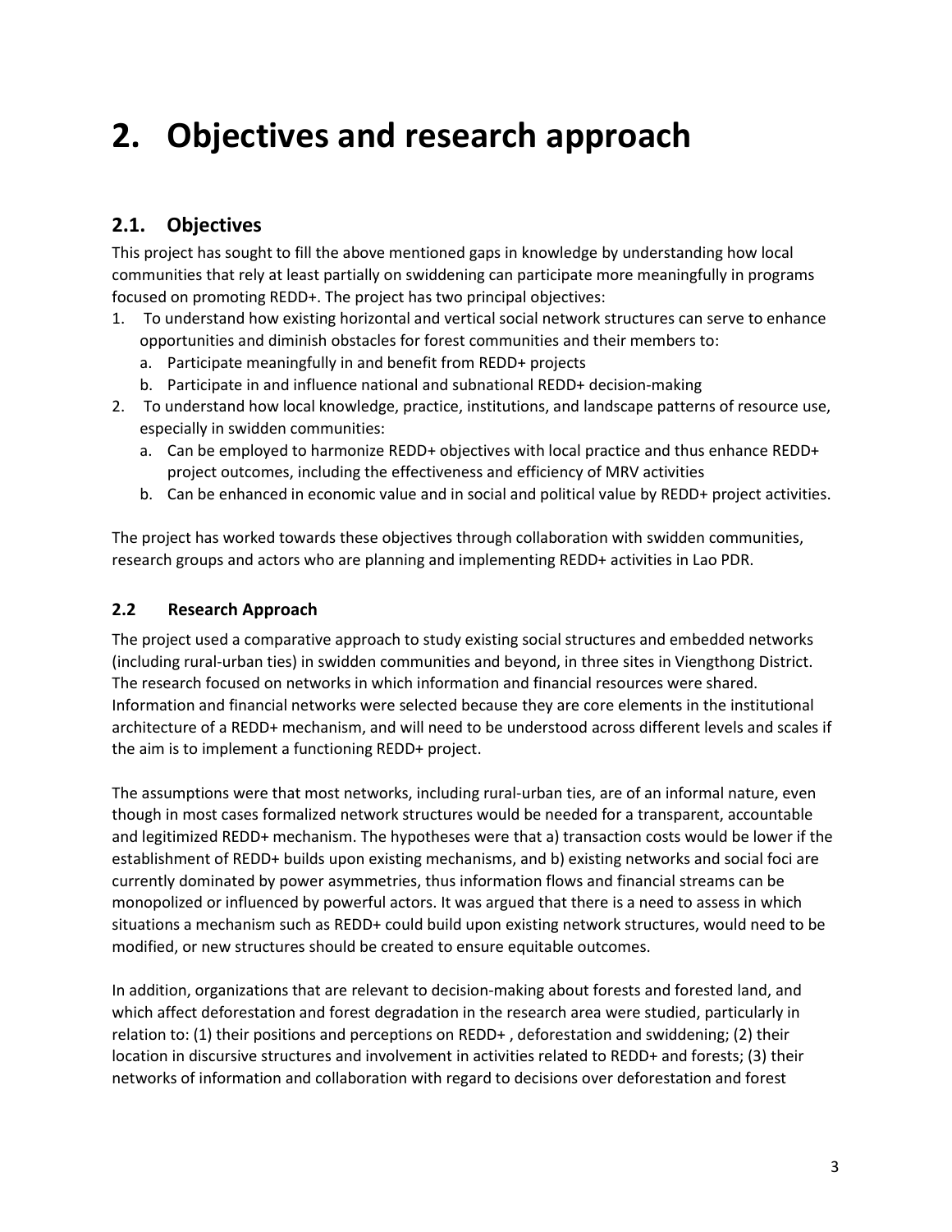# 2. Objectives and research approach

## 2.1. Objectives

This project has sought to fill the above mentioned gaps in knowledge by understanding how local communities that rely at least partially on swiddening can participate more meaningfully in programs focused on promoting REDD+. The project has two principal objectives:

1. To understand how existing horizontal and vertical social network structures can serve to enhance opportunities and diminish obstacles for forest communities and their members to:
   a. Participate meaningfully in and benefit from REDD+ projects
   b. Participate in and influence national and subnational REDD+ decision-making
2. To understand how local knowledge, practice, institutions, and landscape patterns of resource use, especially in swidden communities:
   a. Can be employed to harmonize REDD+ objectives with local practice and thus enhance REDD+ project outcomes, including the effectiveness and efficiency of MRV activities
   b. Can be enhanced in economic value and in social and political value by REDD+ project activities.

The project has worked towards these objectives through collaboration with swidden communities, research groups and actors who are planning and implementing REDD+ activities in Lao PDR.

## 2.2 Research Approach

The project used a comparative approach to study existing social structures and embedded networks (including rural-urban ties) in swidden communities and beyond, in three sites in Viengthong District. The research focused on networks in which information and financial resources were shared. Information and financial networks were selected because they are core elements in the institutional architecture of a REDD+ mechanism, and will need to be understood across different levels and scales if the aim is to implement a functioning REDD+ project.

The assumptions were that most networks, including rural-urban ties, are of an informal nature, even though in most cases formalized network structures would be needed for a transparent, accountable and legitimized REDD+ mechanism. The hypotheses were that a) transaction costs would be lower if the establishment of REDD+ builds upon existing mechanisms, and b) existing networks and social foci are currently dominated by power asymmetries, thus information flows and financial streams can be monopolized or influenced by powerful actors. It was argued that there is a need to assess in which situations a mechanism such as REDD+ could build upon existing network structures, would need to be modified, or new structures should be created to ensure equitable outcomes.

In addition, organizations that are relevant to decision-making about forests and forested land, and which affect deforestation and forest degradation in the research area were studied, particularly in relation to: (1) their positions and perceptions on REDD+ , deforestation and swiddening; (2) their location in discursive structures and involvement in activities related to REDD+ and forests; (3) their networks of information and collaboration with regard to decisions over deforestation and forest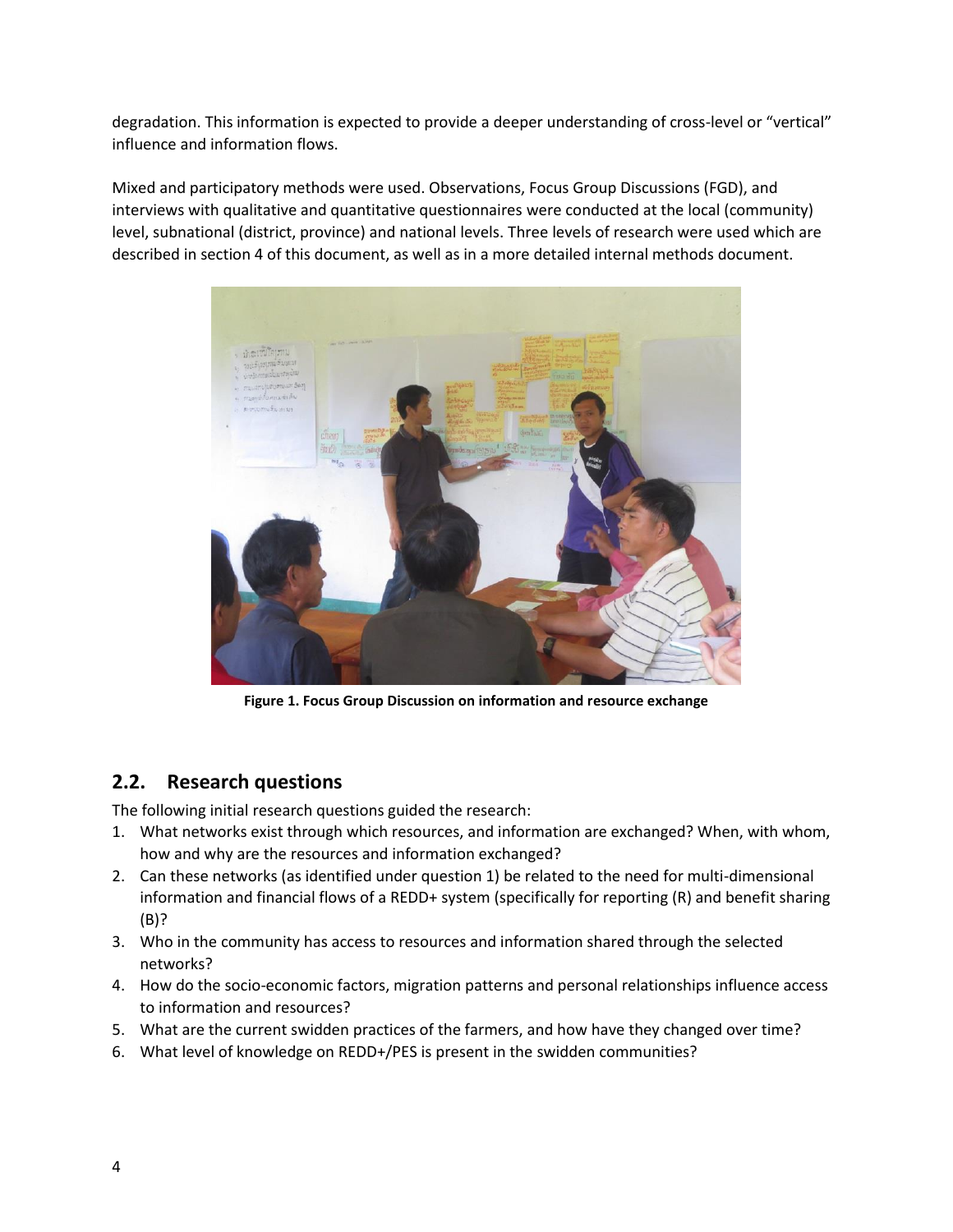degradation. This information is expected to provide a deeper understanding of cross-level or "vertical" influence and information flows.

Mixed and participatory methods were used. Observations, Focus Group Discussions (FGD), and interviews with qualitative and quantitative questionnaires were conducted at the local (community) level, subnational (district, province) and national levels. Three levels of research were used which are described in section 4 of this document, as well as in a more detailed internal methods document.

**Figure 1. Focus Group Discussion on information and resource exchange**

## 2.2. Research questions

The following initial research questions guided the research:

1. What networks exist through which resources, and information are exchanged? When, with whom, how and why are the resources and information exchanged?
2. Can these networks (as identified under question 1) be related to the need for multi-dimensional information and financial flows of a REDD+ system (specifically for reporting (R) and benefit sharing (B)?
3. Who in the community has access to resources and information shared through the selected networks?
4. How do the socio-economic factors, migration patterns and personal relationships influence access to information and resources?
5. What are the current swidden practices of the farmers, and how have they changed over time?
6. What level of knowledge on REDD+/PES is present in the swidden communities?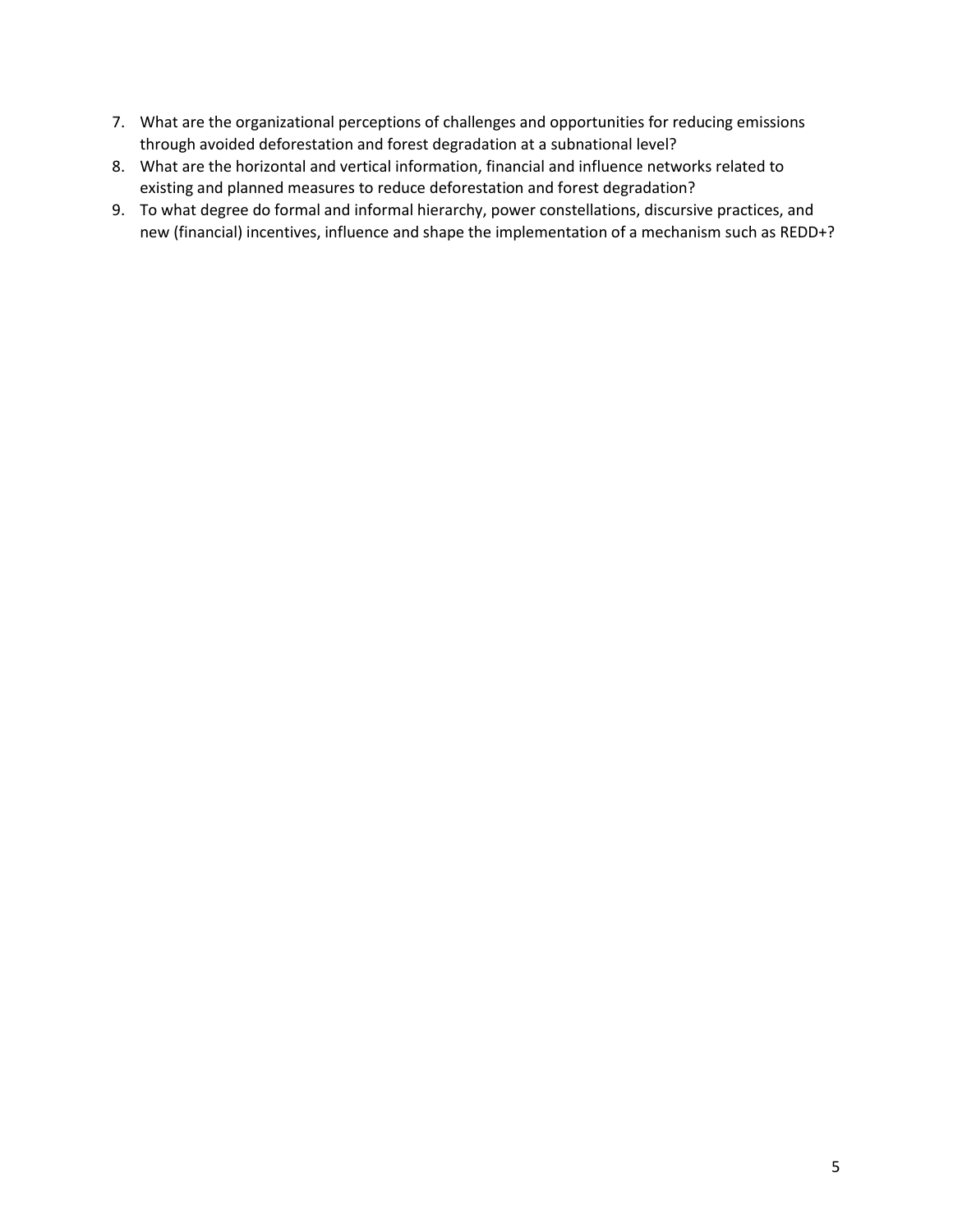7. What are the organizational perceptions of challenges and opportunities for reducing emissions through avoided deforestation and forest degradation at a subnational level?
8. What are the horizontal and vertical information, financial and influence networks related to existing and planned measures to reduce deforestation and forest degradation?
9. To what degree do formal and informal hierarchy, power constellations, discursive practices, and new (financial) incentives, influence and shape the implementation of a mechanism such as REDD+?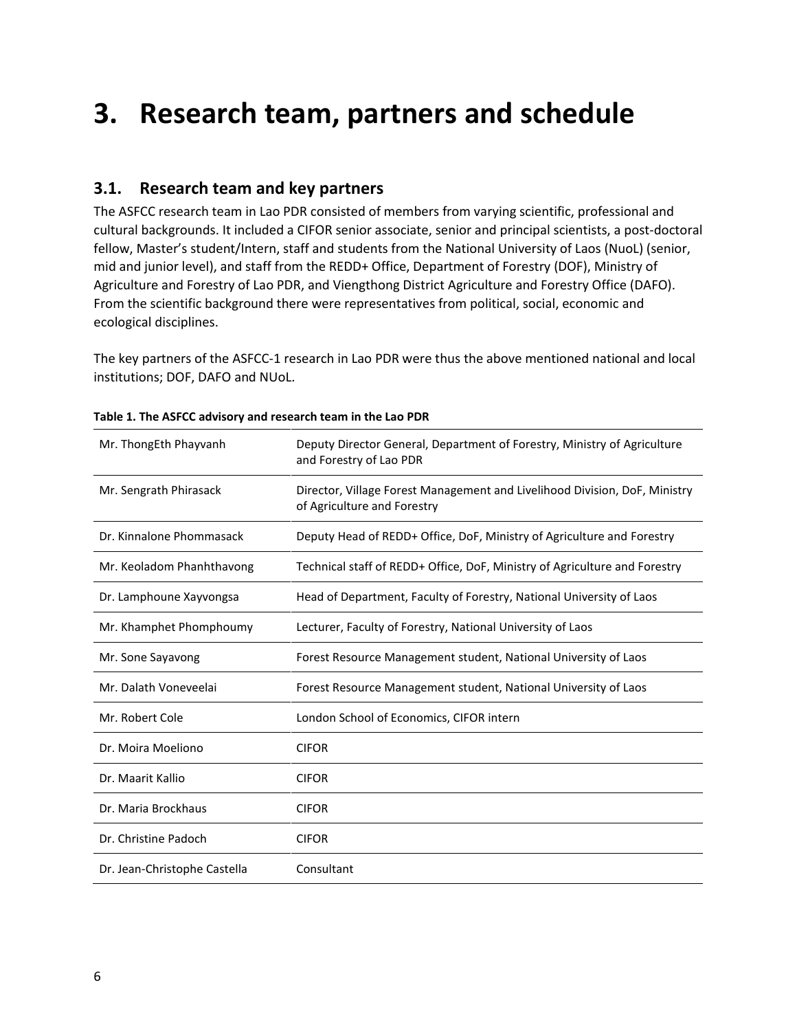# 3. Research team, partners and schedule

## 3.1. Research team and key partners

The ASFCC research team in Lao PDR consisted of members from varying scientific, professional and cultural backgrounds. It included a CIFOR senior associate, senior and principal scientists, a post-doctoral fellow, Master's student/Intern, staff and students from the National University of Laos (NuoL) (senior, mid and junior level), and staff from the REDD+ Office, Department of Forestry (DOF), Ministry of Agriculture and Forestry of Lao PDR, and Viengthong District Agriculture and Forestry Office (DAFO). From the scientific background there were representatives from political, social, economic and ecological disciplines.

The key partners of the ASFCC-1 research in Lao PDR were thus the above mentioned national and local institutions; DOF, DAFO and NUoL.

**Table 1. The ASFCC advisory and research team in the Lao PDR**

| | |
|---|---|
| Mr. ThongEth Phayvanh | Deputy Director General, Department of Forestry, Ministry of Agriculture and Forestry of Lao PDR |
| Mr. Sengrath Phirasack | Director, Village Forest Management and Livelihood Division, DoF, Ministry of Agriculture and Forestry |
| Dr. Kinnalone Phommasack | Deputy Head of REDD+ Office, DoF, Ministry of Agriculture and Forestry |
| Mr. Keoladom Phanhthavong | Technical staff of REDD+ Office, DoF, Ministry of Agriculture and Forestry |
| Dr. Lamphoune Xayvongsa | Head of Department, Faculty of Forestry, National University of Laos |
| Mr. Khamphet Phomphoumy | Lecturer, Faculty of Forestry, National University of Laos |
| Mr. Sone Sayavong | Forest Resource Management student, National University of Laos |
| Mr. Dalath Voneveelai | Forest Resource Management student, National University of Laos |
| Mr. Robert Cole | London School of Economics, CIFOR intern |
| Dr. Moira Moeliono | CIFOR |
| Dr. Maarit Kallio | CIFOR |
| Dr. Maria Brockhaus | CIFOR |
| Dr. Christine Padoch | CIFOR |
| Dr. Jean-Christophe Castella | Consultant |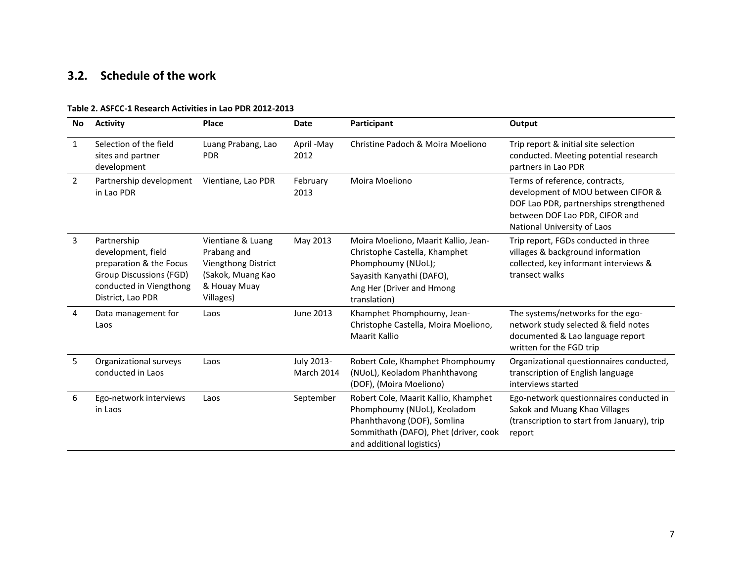## 3.2. Schedule of the work

**Table 2. ASFCC-1 Research Activities in Lao PDR 2012-2013**

| No | Activity | Place | Date | Participant | Output |
|---|---|---|---|---|---|
| 1 | Selection of the field sites and partner development | Luang Prabang, Lao PDR | April -May 2012 | Christine Padoch & Moira Moeliono | Trip report & initial site selection conducted. Meeting potential research partners in Lao PDR |
| 2 | Partnership development in Lao PDR | Vientiane, Lao PDR | February 2013 | Moira Moeliono | Terms of reference, contracts, development of MOU between CIFOR & DOF Lao PDR, partnerships strengthened between DOF Lao PDR, CIFOR and National University of Laos |
| 3 | Partnership development, field preparation & the Focus Group Discussions (FGD) conducted in Viengthong District, Lao PDR | Vientiane & Luang Prabang and Viengthong District (Sakok, Muang Kao & Houay Muay Villages) | May 2013 | Moira Moeliono, Maarit Kallio, Jean-Christophe Castella, Khamphet Phomphoumy (NUoL); Sayasith Kanyathi (DAFO), Ang Her (Driver and Hmong translation) | Trip report, FGDs conducted in three villages & background information collected, key informant interviews & transect walks |
| 4 | Data management for Laos | Laos | June 2013 | Khamphet Phomphoumy, Jean-Christophe Castella, Moira Moeliono, Maarit Kallio | The systems/networks for the ego-network study selected & field notes documented & Lao language report written for the FGD trip |
| 5 | Organizational surveys conducted in Laos | Laos | July 2013-March 2014 | Robert Cole, Khamphet Phomphoumy (NUoL), Keoladom Phanhthavong (DOF), (Moira Moeliono) | Organizational questionnaires conducted, transcription of English language interviews started |
| 6 | Ego-network interviews in Laos | Laos | September | Robert Cole, Maarit Kallio, Khamphet Phomphoumy (NUoL), Keoladom Phanhthavong (DOF), Somlina Sommithath (DAFO), Phet (driver, cook and additional logistics) | Ego-network questionnaires conducted in Sakok and Muang Khao Villages (transcription to start from January), trip report |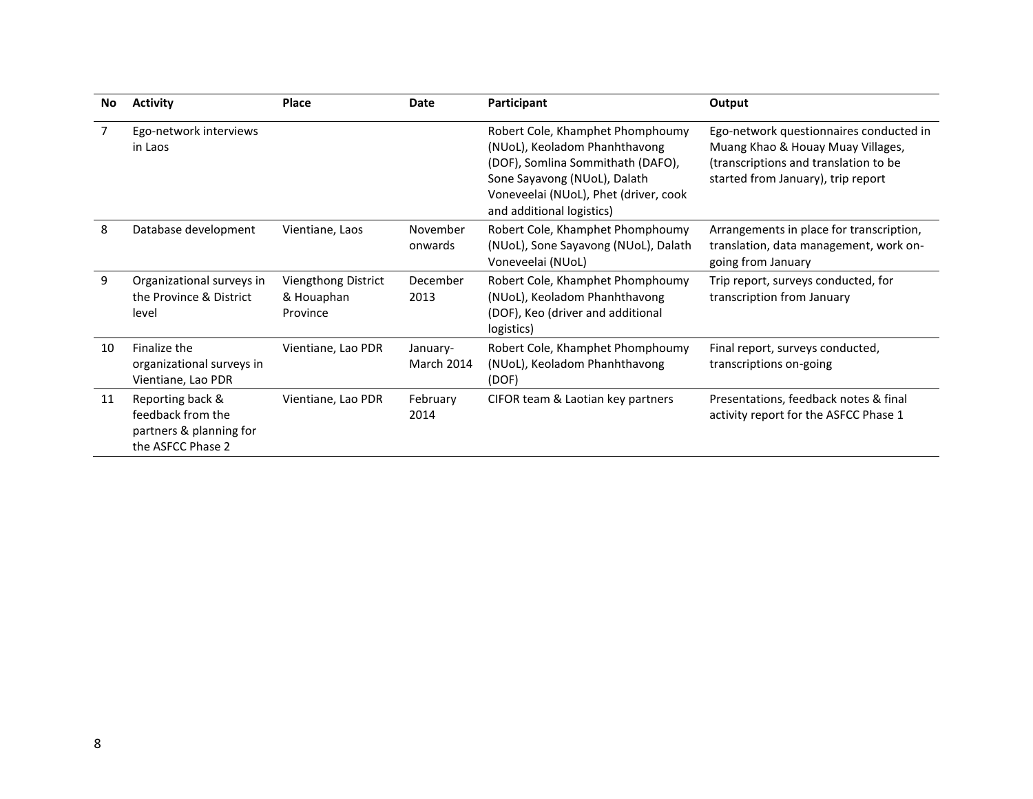| No | Activity | Place | Date | Participant | Output |
| --- | --- | --- | --- | --- | --- |
| 7 | Ego-network interviews in Laos | | | Robert Cole, Khamphet Phomphoumy (NUoL), Keoladom Phanhthavong (DOF), Somlina Sommithath (DAFO), Sone Sayavong (NUoL), Dalath Voneveelai (NUoL), Phet (driver, cook and additional logistics) | Ego-network questionnaires conducted in Muang Khao & Houay Muay Villages, (transcriptions and translation to be started from January), trip report |
| 8 | Database development | Vientiane, Laos | November onwards | Robert Cole, Khamphet Phomphoumy (NUoL), Sone Sayavong (NUoL), Dalath Voneveelai (NUoL) | Arrangements in place for transcription, translation, data management, work on-going from January |
| 9 | Organizational surveys in the Province & District level | Viengthong District & Houaphan Province | December 2013 | Robert Cole, Khamphet Phomphoumy (NUoL), Keoladom Phanhthavong (DOF), Keo (driver and additional logistics) | Trip report, surveys conducted, for transcription from January |
| 10 | Finalize the organizational surveys in Vientiane, Lao PDR | Vientiane, Lao PDR | January-March 2014 | Robert Cole, Khamphet Phomphoumy (NUoL), Keoladom Phanhthavong (DOF) | Final report, surveys conducted, transcriptions on-going |
| 11 | Reporting back & feedback from the partners & planning for the ASFCC Phase 2 | Vientiane, Lao PDR | February 2014 | CIFOR team & Laotian key partners | Presentations, feedback notes & final activity report for the ASFCC Phase 1 |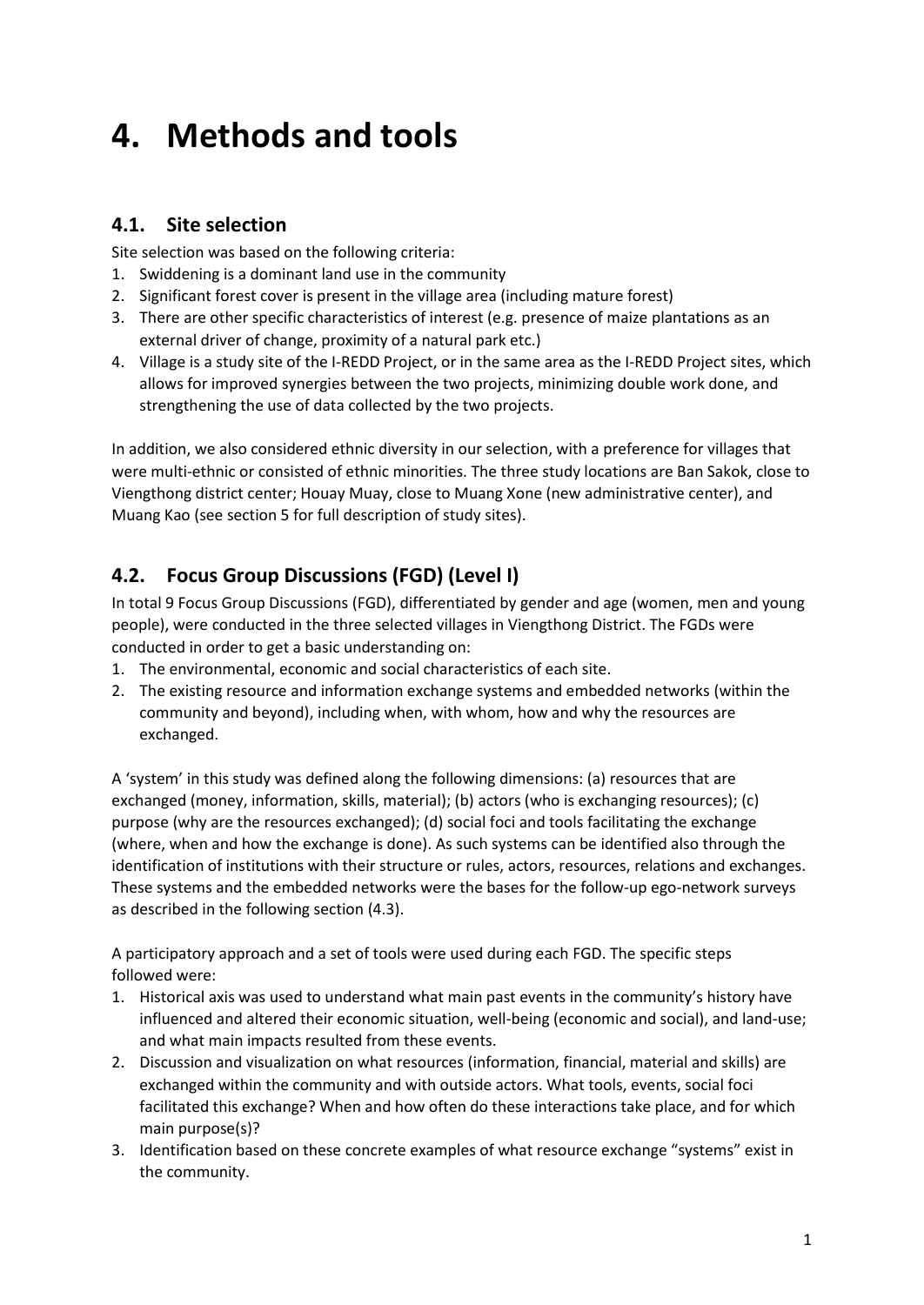# 4. Methods and tools

## 4.1. Site selection

Site selection was based on the following criteria:

1. Swiddening is a dominant land use in the community
2. Significant forest cover is present in the village area (including mature forest)
3. There are other specific characteristics of interest (e.g. presence of maize plantations as an external driver of change, proximity of a natural park etc.)
4. Village is a study site of the I-REDD Project, or in the same area as the I-REDD Project sites, which allows for improved synergies between the two projects, minimizing double work done, and strengthening the use of data collected by the two projects.

In addition, we also considered ethnic diversity in our selection, with a preference for villages that were multi-ethnic or consisted of ethnic minorities. The three study locations are Ban Sakok, close to Viengthong district center; Houay Muay, close to Muang Xone (new administrative center), and Muang Kao (see section 5 for full description of study sites).

## 4.2. Focus Group Discussions (FGD) (Level I)

In total 9 Focus Group Discussions (FGD), differentiated by gender and age (women, men and young people), were conducted in the three selected villages in Viengthong District. The FGDs were conducted in order to get a basic understanding on:

1. The environmental, economic and social characteristics of each site.
2. The existing resource and information exchange systems and embedded networks (within the community and beyond), including when, with whom, how and why the resources are exchanged.

A 'system' in this study was defined along the following dimensions: (a) resources that are exchanged (money, information, skills, material); (b) actors (who is exchanging resources); (c) purpose (why are the resources exchanged); (d) social foci and tools facilitating the exchange (where, when and how the exchange is done). As such systems can be identified also through the identification of institutions with their structure or rules, actors, resources, relations and exchanges. These systems and the embedded networks were the bases for the follow-up ego-network surveys as described in the following section (4.3).

A participatory approach and a set of tools were used during each FGD. The specific steps followed were:

1. Historical axis was used to understand what main past events in the community's history have influenced and altered their economic situation, well-being (economic and social), and land-use; and what main impacts resulted from these events.
2. Discussion and visualization on what resources (information, financial, material and skills) are exchanged within the community and with outside actors. What tools, events, social foci facilitated this exchange? When and how often do these interactions take place, and for which main purpose(s)?
3. Identification based on these concrete examples of what resource exchange "systems" exist in the community.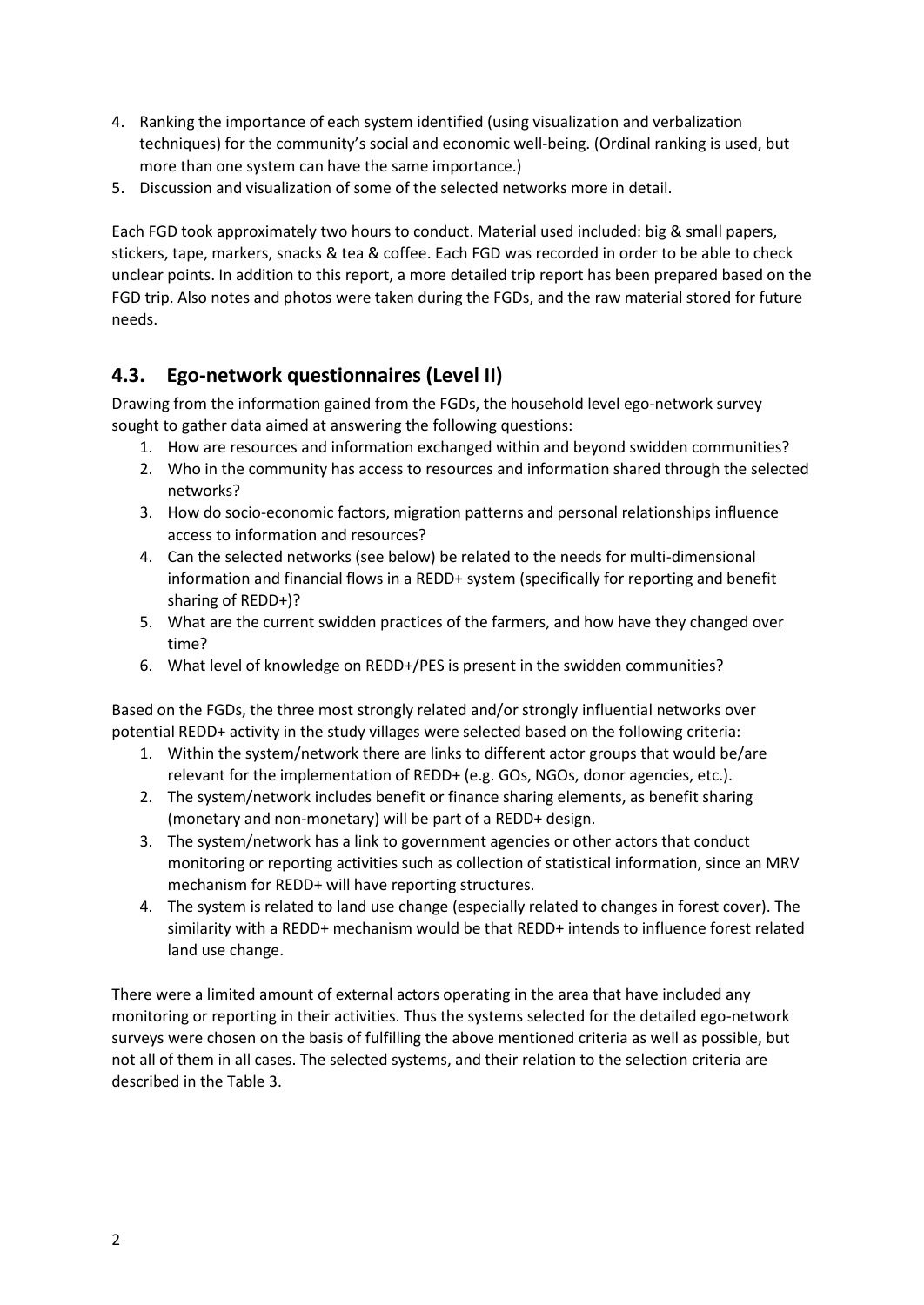4. Ranking the importance of each system identified (using visualization and verbalization techniques) for the community's social and economic well-being. (Ordinal ranking is used, but more than one system can have the same importance.)
5. Discussion and visualization of some of the selected networks more in detail.

Each FGD took approximately two hours to conduct. Material used included: big & small papers, stickers, tape, markers, snacks & tea & coffee. Each FGD was recorded in order to be able to check unclear points. In addition to this report, a more detailed trip report has been prepared based on the FGD trip. Also notes and photos were taken during the FGDs, and the raw material stored for future needs.

## 4.3. Ego-network questionnaires (Level II)

Drawing from the information gained from the FGDs, the household level ego-network survey sought to gather data aimed at answering the following questions:

1. How are resources and information exchanged within and beyond swidden communities?
2. Who in the community has access to resources and information shared through the selected networks?
3. How do socio-economic factors, migration patterns and personal relationships influence access to information and resources?
4. Can the selected networks (see below) be related to the needs for multi-dimensional information and financial flows in a REDD+ system (specifically for reporting and benefit sharing of REDD+)?
5. What are the current swidden practices of the farmers, and how have they changed over time?
6. What level of knowledge on REDD+/PES is present in the swidden communities?

Based on the FGDs, the three most strongly related and/or strongly influential networks over potential REDD+ activity in the study villages were selected based on the following criteria:

1. Within the system/network there are links to different actor groups that would be/are relevant for the implementation of REDD+ (e.g. GOs, NGOs, donor agencies, etc.).
2. The system/network includes benefit or finance sharing elements, as benefit sharing (monetary and non-monetary) will be part of a REDD+ design.
3. The system/network has a link to government agencies or other actors that conduct monitoring or reporting activities such as collection of statistical information, since an MRV mechanism for REDD+ will have reporting structures.
4. The system is related to land use change (especially related to changes in forest cover). The similarity with a REDD+ mechanism would be that REDD+ intends to influence forest related land use change.

There were a limited amount of external actors operating in the area that have included any monitoring or reporting in their activities. Thus the systems selected for the detailed ego-network surveys were chosen on the basis of fulfilling the above mentioned criteria as well as possible, but not all of them in all cases. The selected systems, and their relation to the selection criteria are described in the Table 3.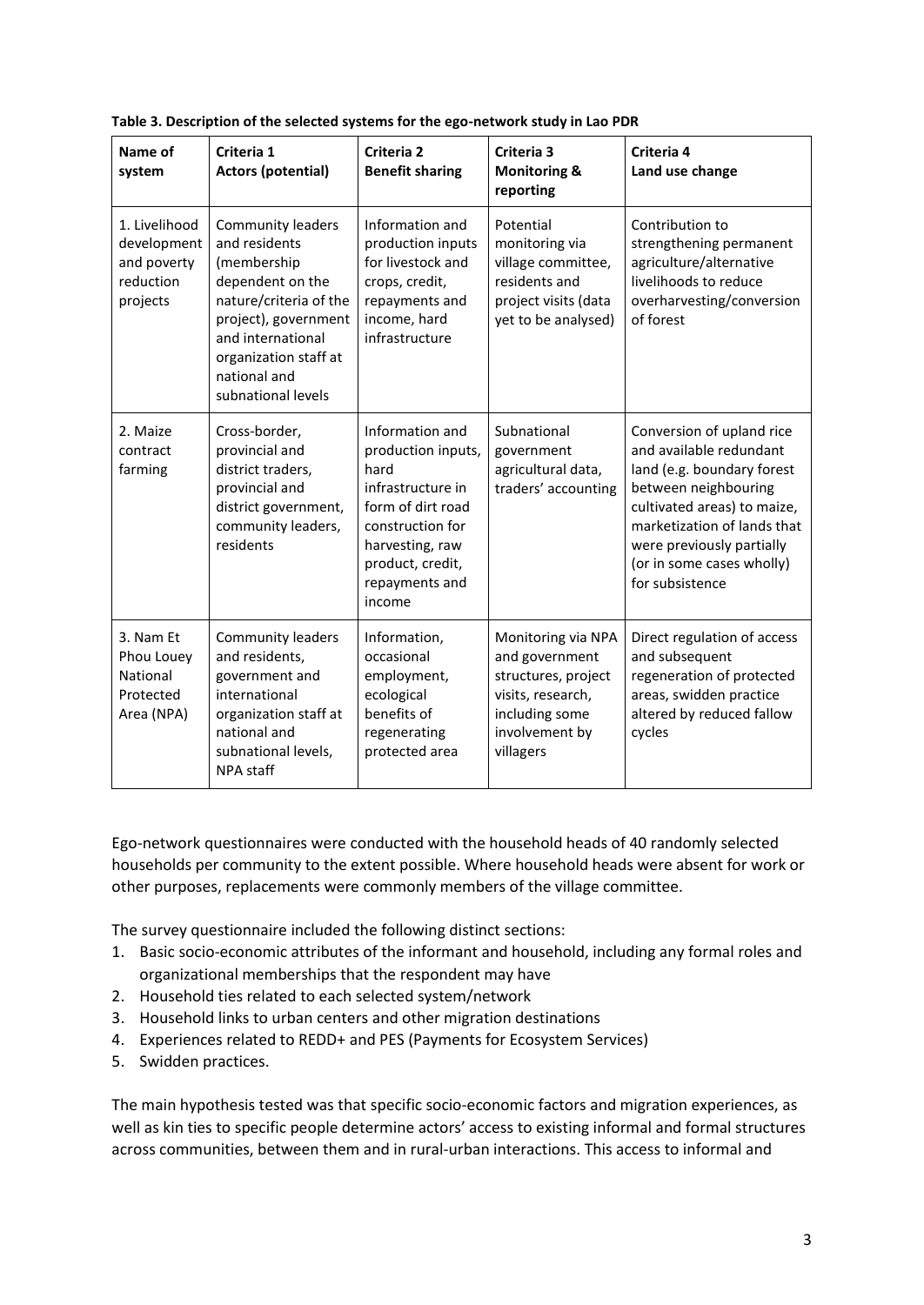**Table 3. Description of the selected systems for the ego-network study in Lao PDR**

| Name of system | Criteria 1 Actors (potential) | Criteria 2 Benefit sharing | Criteria 3 Monitoring & reporting | Criteria 4 Land use change |
|---|---|---|---|---|
| 1. Livelihood development and poverty reduction projects | Community leaders and residents (membership dependent on the nature/criteria of the project), government and international organization staff at national and subnational levels | Information and production inputs for livestock and crops, credit, repayments and income, hard infrastructure | Potential monitoring via village committee, residents and project visits (data yet to be analysed) | Contribution to strengthening permanent agriculture/alternative livelihoods to reduce overharvesting/conversion of forest |
| 2. Maize contract farming | Cross-border, provincial and district traders, provincial and district government, community leaders, residents | Information and production inputs, hard infrastructure in form of dirt road construction for harvesting, raw product, credit, repayments and income | Subnational government agricultural data, traders' accounting | Conversion of upland rice and available redundant land (e.g. boundary forest between neighbouring cultivated areas) to maize, marketization of lands that were previously partially (or in some cases wholly) for subsistence |
| 3. Nam Et Phou Louey National Protected Area (NPA) | Community leaders and residents, government and international organization staff at national and subnational levels, NPA staff | Information, occasional employment, ecological benefits of regenerating protected area | Monitoring via NPA and government structures, project visits, research, including some involvement by villagers | Direct regulation of access and subsequent regeneration of protected areas, swidden practice altered by reduced fallow cycles |

Ego-network questionnaires were conducted with the household heads of 40 randomly selected households per community to the extent possible. Where household heads were absent for work or other purposes, replacements were commonly members of the village committee.

The survey questionnaire included the following distinct sections:

1. Basic socio-economic attributes of the informant and household, including any formal roles and organizational memberships that the respondent may have
2. Household ties related to each selected system/network
3. Household links to urban centers and other migration destinations
4. Experiences related to REDD+ and PES (Payments for Ecosystem Services)
5. Swidden practices.

The main hypothesis tested was that specific socio-economic factors and migration experiences, as well as kin ties to specific people determine actors' access to existing informal and formal structures across communities, between them and in rural-urban interactions. This access to informal and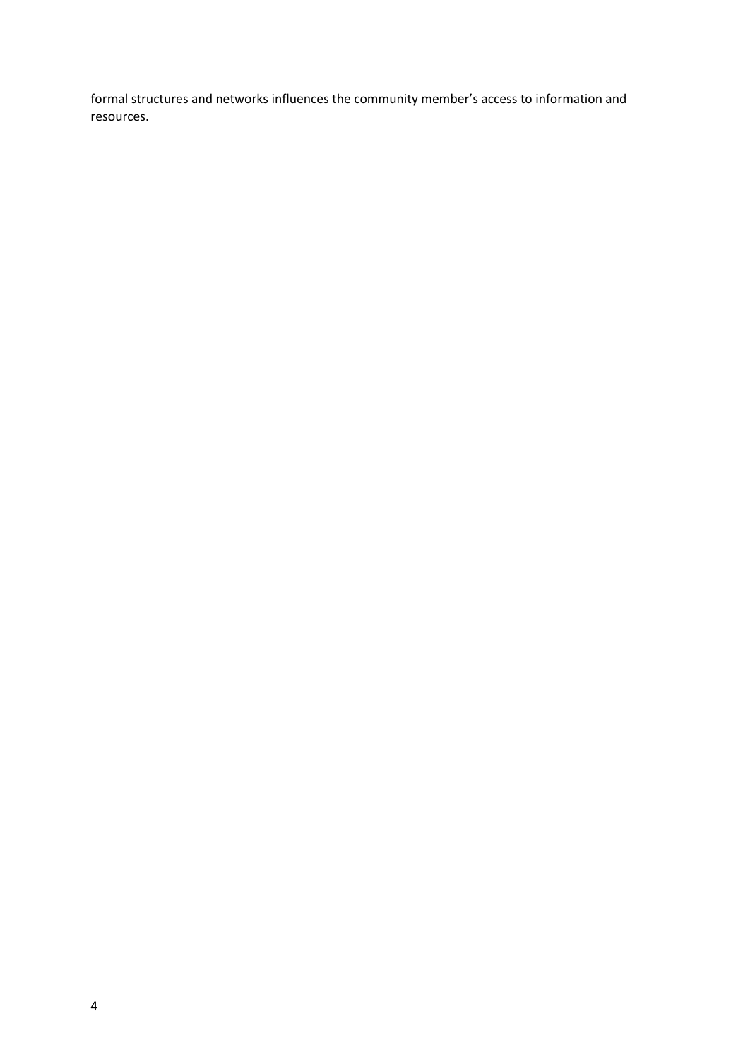formal structures and networks influences the community member's access to information and resources.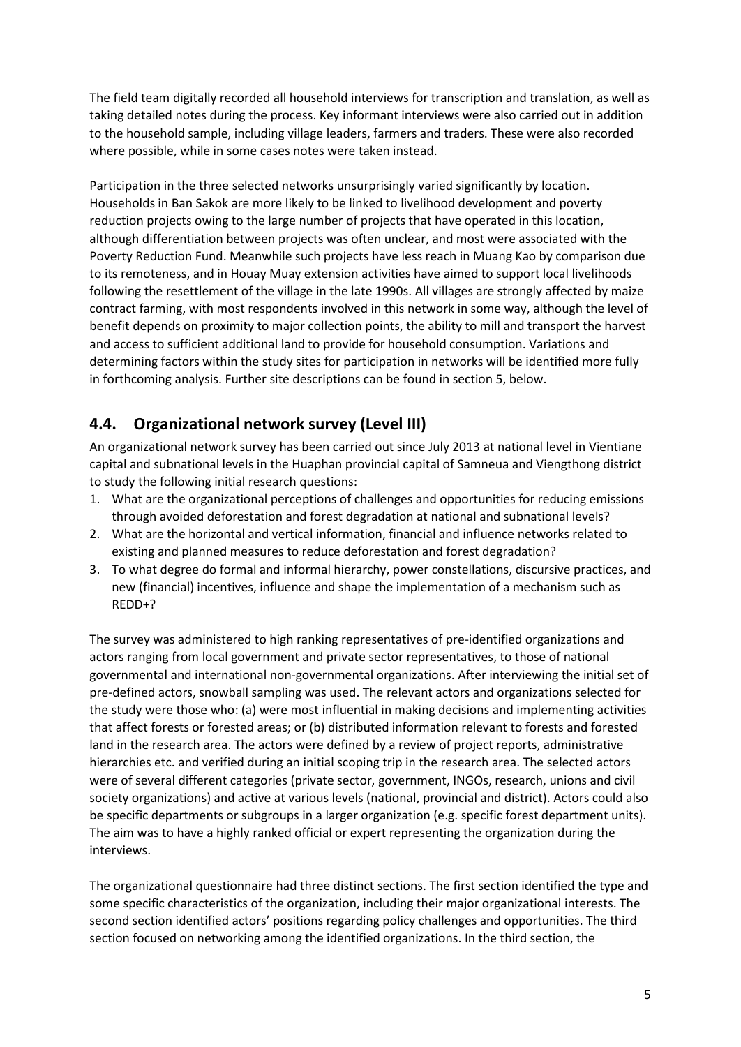The field team digitally recorded all household interviews for transcription and translation, as well as taking detailed notes during the process. Key informant interviews were also carried out in addition to the household sample, including village leaders, farmers and traders. These were also recorded where possible, while in some cases notes were taken instead.

Participation in the three selected networks unsurprisingly varied significantly by location. Households in Ban Sakok are more likely to be linked to livelihood development and poverty reduction projects owing to the large number of projects that have operated in this location, although differentiation between projects was often unclear, and most were associated with the Poverty Reduction Fund. Meanwhile such projects have less reach in Muang Kao by comparison due to its remoteness, and in Houay Muay extension activities have aimed to support local livelihoods following the resettlement of the village in the late 1990s. All villages are strongly affected by maize contract farming, with most respondents involved in this network in some way, although the level of benefit depends on proximity to major collection points, the ability to mill and transport the harvest and access to sufficient additional land to provide for household consumption. Variations and determining factors within the study sites for participation in networks will be identified more fully in forthcoming analysis. Further site descriptions can be found in section 5, below.

## 4.4. Organizational network survey (Level III)

An organizational network survey has been carried out since July 2013 at national level in Vientiane capital and subnational levels in the Huaphan provincial capital of Samneua and Viengthong district to study the following initial research questions:

1. What are the organizational perceptions of challenges and opportunities for reducing emissions through avoided deforestation and forest degradation at national and subnational levels?
2. What are the horizontal and vertical information, financial and influence networks related to existing and planned measures to reduce deforestation and forest degradation?
3. To what degree do formal and informal hierarchy, power constellations, discursive practices, and new (financial) incentives, influence and shape the implementation of a mechanism such as REDD+?

The survey was administered to high ranking representatives of pre-identified organizations and actors ranging from local government and private sector representatives, to those of national governmental and international non-governmental organizations. After interviewing the initial set of pre-defined actors, snowball sampling was used. The relevant actors and organizations selected for the study were those who: (a) were most influential in making decisions and implementing activities that affect forests or forested areas; or (b) distributed information relevant to forests and forested land in the research area. The actors were defined by a review of project reports, administrative hierarchies etc. and verified during an initial scoping trip in the research area. The selected actors were of several different categories (private sector, government, INGOs, research, unions and civil society organizations) and active at various levels (national, provincial and district). Actors could also be specific departments or subgroups in a larger organization (e.g. specific forest department units). The aim was to have a highly ranked official or expert representing the organization during the interviews.

The organizational questionnaire had three distinct sections. The first section identified the type and some specific characteristics of the organization, including their major organizational interests. The second section identified actors' positions regarding policy challenges and opportunities. The third section focused on networking among the identified organizations. In the third section, the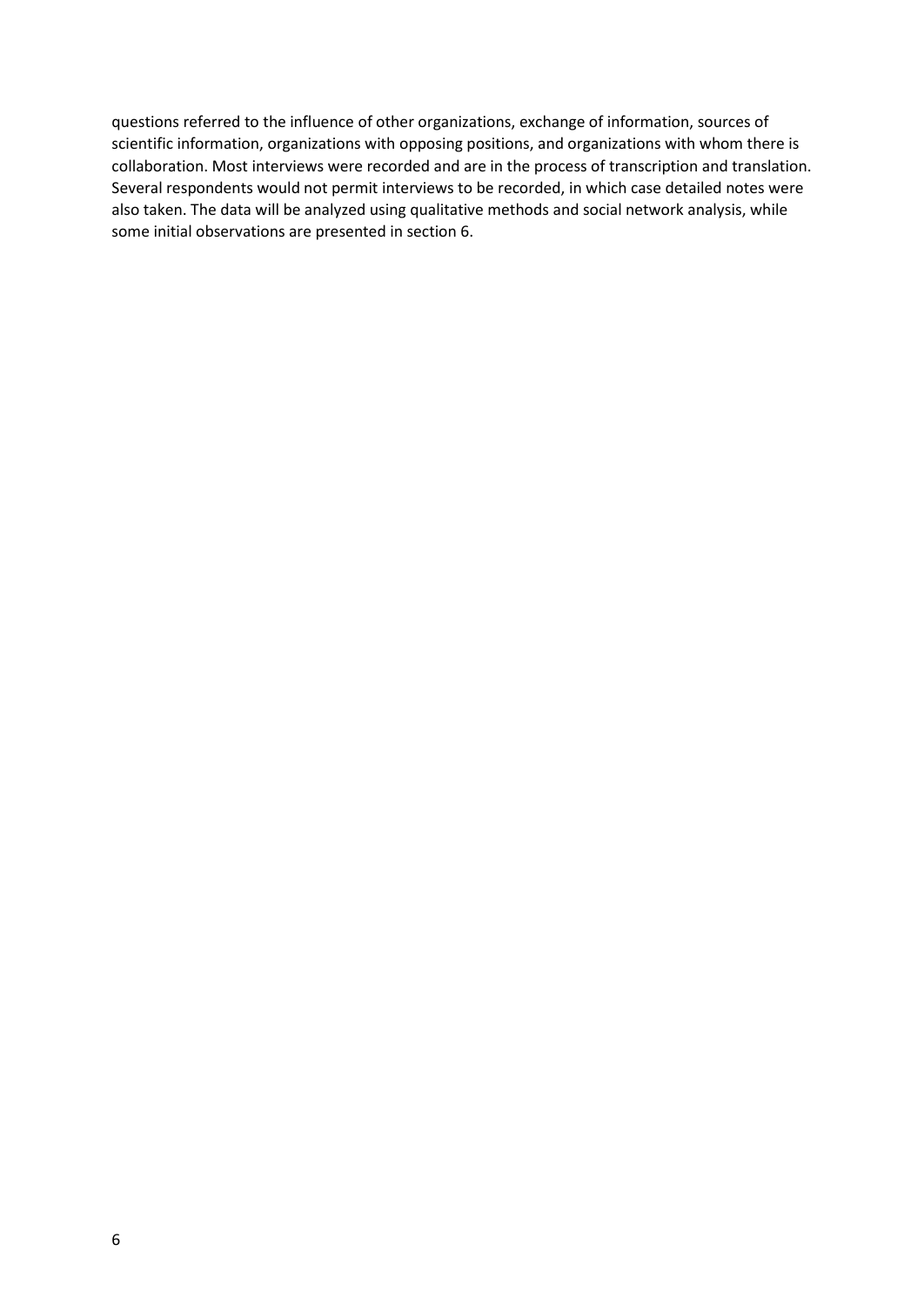questions referred to the influence of other organizations, exchange of information, sources of scientific information, organizations with opposing positions, and organizations with whom there is collaboration. Most interviews were recorded and are in the process of transcription and translation. Several respondents would not permit interviews to be recorded, in which case detailed notes were also taken. The data will be analyzed using qualitative methods and social network analysis, while some initial observations are presented in section 6.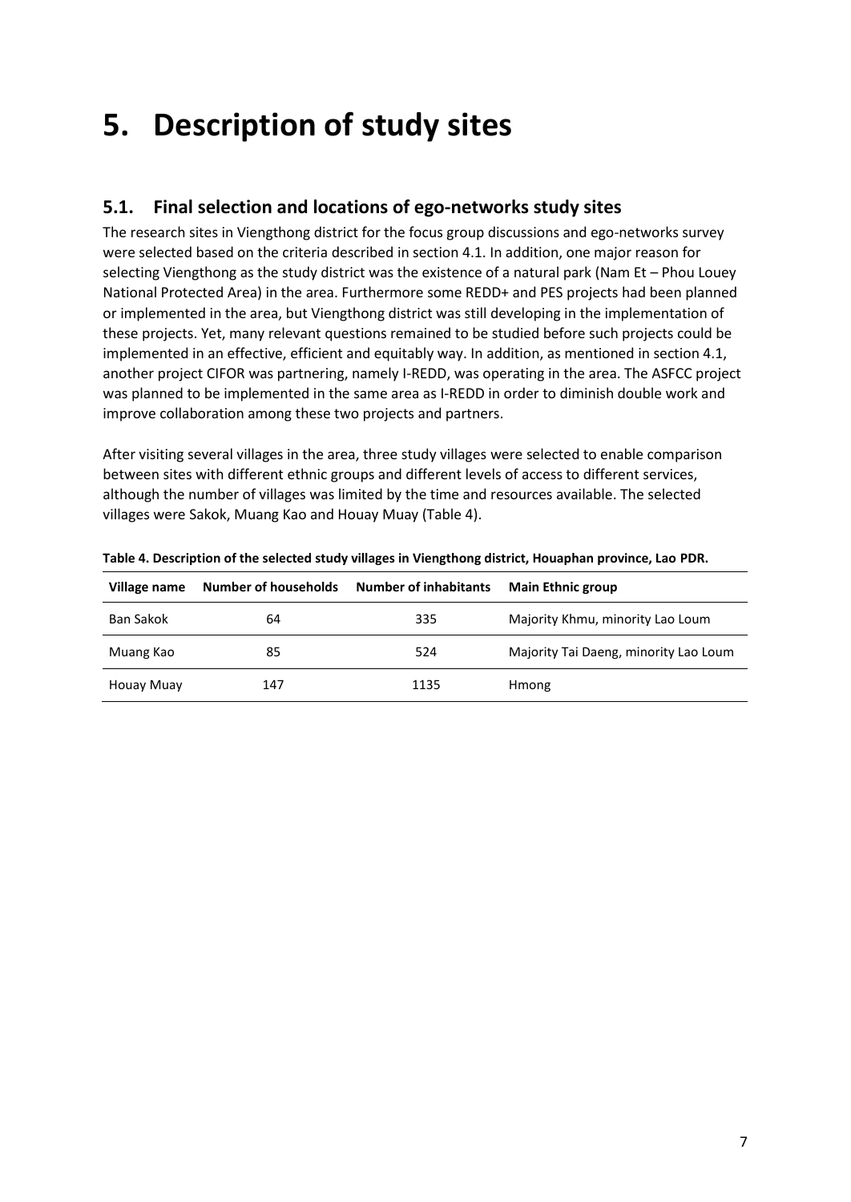# 5. Description of study sites

## 5.1. Final selection and locations of ego-networks study sites

The research sites in Viengthong district for the focus group discussions and ego-networks survey were selected based on the criteria described in section 4.1. In addition, one major reason for selecting Viengthong as the study district was the existence of a natural park (Nam Et – Phou Louey National Protected Area) in the area. Furthermore some REDD+ and PES projects had been planned or implemented in the area, but Viengthong district was still developing in the implementation of these projects. Yet, many relevant questions remained to be studied before such projects could be implemented in an effective, efficient and equitably way. In addition, as mentioned in section 4.1, another project CIFOR was partnering, namely I-REDD, was operating in the area. The ASFCC project was planned to be implemented in the same area as I-REDD in order to diminish double work and improve collaboration among these two projects and partners.

After visiting several villages in the area, three study villages were selected to enable comparison between sites with different ethnic groups and different levels of access to different services, although the number of villages was limited by the time and resources available. The selected villages were Sakok, Muang Kao and Houay Muay (Table 4).

**Table 4. Description of the selected study villages in Viengthong district, Houaphan province, Lao PDR.**

| Village name | Number of households | Number of inhabitants | Main Ethnic group |
|---|---|---|---|
| Ban Sakok | 64 | 335 | Majority Khmu, minority Lao Loum |
| Muang Kao | 85 | 524 | Majority Tai Daeng, minority Lao Loum |
| Houay Muay | 147 | 1135 | Hmong |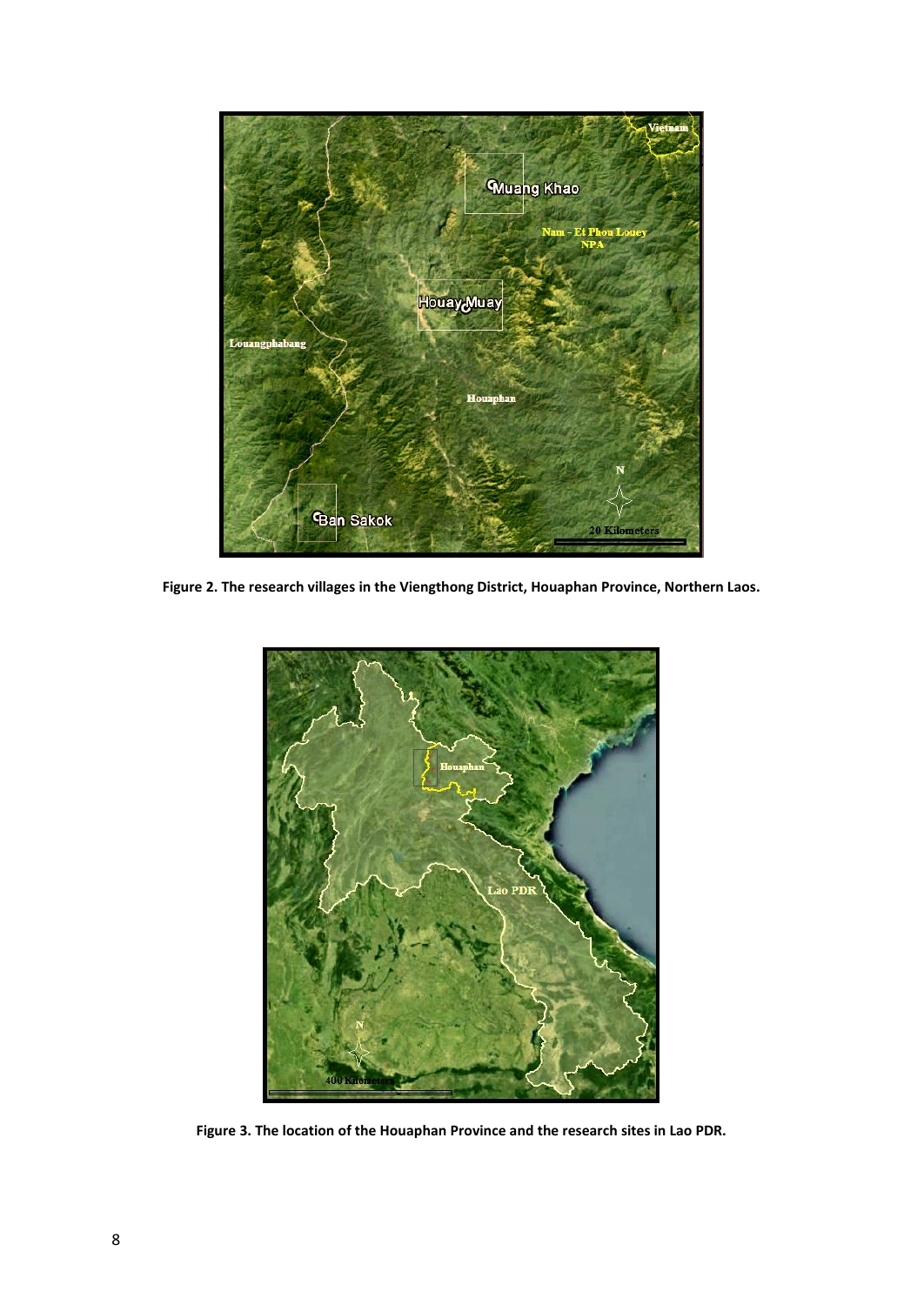**Figure 2. The research villages in the Viengthong District, Houaphan Province, Northern Laos.**

**Figure 3. The location of the Houaphan Province and the research sites in Lao PDR.**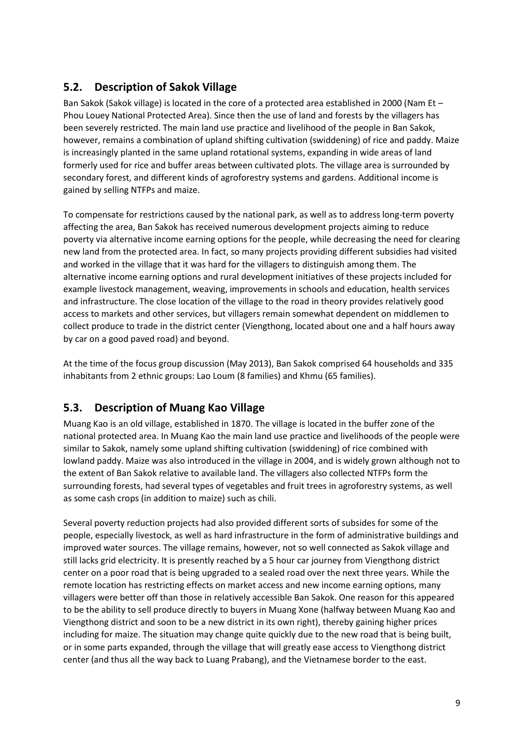## 5.2. Description of Sakok Village

Ban Sakok (Sakok village) is located in the core of a protected area established in 2000 (Nam Et – Phou Louey National Protected Area). Since then the use of land and forests by the villagers has been severely restricted. The main land use practice and livelihood of the people in Ban Sakok, however, remains a combination of upland shifting cultivation (swiddening) of rice and paddy. Maize is increasingly planted in the same upland rotational systems, expanding in wide areas of land formerly used for rice and buffer areas between cultivated plots. The village area is surrounded by secondary forest, and different kinds of agroforestry systems and gardens. Additional income is gained by selling NTFPs and maize.

To compensate for restrictions caused by the national park, as well as to address long-term poverty affecting the area, Ban Sakok has received numerous development projects aiming to reduce poverty via alternative income earning options for the people, while decreasing the need for clearing new land from the protected area. In fact, so many projects providing different subsidies had visited and worked in the village that it was hard for the villagers to distinguish among them. The alternative income earning options and rural development initiatives of these projects included for example livestock management, weaving, improvements in schools and education, health services and infrastructure. The close location of the village to the road in theory provides relatively good access to markets and other services, but villagers remain somewhat dependent on middlemen to collect produce to trade in the district center (Viengthong, located about one and a half hours away by car on a good paved road) and beyond.

At the time of the focus group discussion (May 2013), Ban Sakok comprised 64 households and 335 inhabitants from 2 ethnic groups: Lao Loum (8 families) and Khmu (65 families).

## 5.3. Description of Muang Kao Village

Muang Kao is an old village, established in 1870. The village is located in the buffer zone of the national protected area. In Muang Kao the main land use practice and livelihoods of the people were similar to Sakok, namely some upland shifting cultivation (swiddening) of rice combined with lowland paddy. Maize was also introduced in the village in 2004, and is widely grown although not to the extent of Ban Sakok relative to available land. The villagers also collected NTFPs form the surrounding forests, had several types of vegetables and fruit trees in agroforestry systems, as well as some cash crops (in addition to maize) such as chili.

Several poverty reduction projects had also provided different sorts of subsides for some of the people, especially livestock, as well as hard infrastructure in the form of administrative buildings and improved water sources. The village remains, however, not so well connected as Sakok village and still lacks grid electricity. It is presently reached by a 5 hour car journey from Viengthong district center on a poor road that is being upgraded to a sealed road over the next three years. While the remote location has restricting effects on market access and new income earning options, many villagers were better off than those in relatively accessible Ban Sakok. One reason for this appeared to be the ability to sell produce directly to buyers in Muang Xone (halfway between Muang Kao and Viengthong district and soon to be a new district in its own right), thereby gaining higher prices including for maize. The situation may change quite quickly due to the new road that is being built, or in some parts expanded, through the village that will greatly ease access to Viengthong district center (and thus all the way back to Luang Prabang), and the Vietnamese border to the east.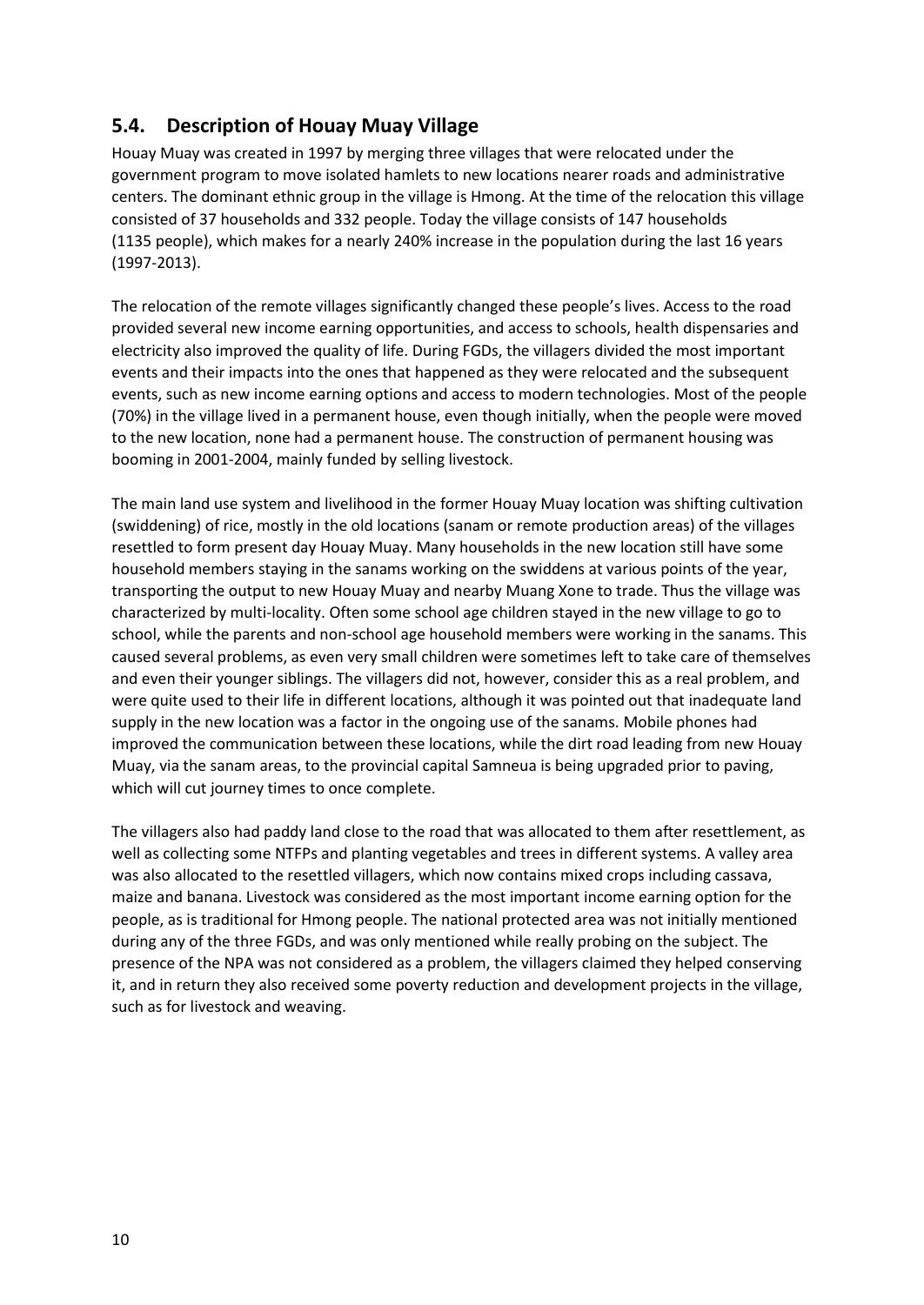## 5.4. Description of Houay Muay Village

Houay Muay was created in 1997 by merging three villages that were relocated under the government program to move isolated hamlets to new locations nearer roads and administrative centers. The dominant ethnic group in the village is Hmong. At the time of the relocation this village consisted of 37 households and 332 people. Today the village consists of 147 households (1135 people), which makes for a nearly 240% increase in the population during the last 16 years (1997-2013).

The relocation of the remote villages significantly changed these people's lives. Access to the road provided several new income earning opportunities, and access to schools, health dispensaries and electricity also improved the quality of life. During FGDs, the villagers divided the most important events and their impacts into the ones that happened as they were relocated and the subsequent events, such as new income earning options and access to modern technologies. Most of the people (70%) in the village lived in a permanent house, even though initially, when the people were moved to the new location, none had a permanent house. The construction of permanent housing was booming in 2001-2004, mainly funded by selling livestock.

The main land use system and livelihood in the former Houay Muay location was shifting cultivation (swiddening) of rice, mostly in the old locations (sanam or remote production areas) of the villages resettled to form present day Houay Muay. Many households in the new location still have some household members staying in the sanams working on the swiddens at various points of the year, transporting the output to new Houay Muay and nearby Muang Xone to trade. Thus the village was characterized by multi-locality. Often some school age children stayed in the new village to go to school, while the parents and non-school age household members were working in the sanams. This caused several problems, as even very small children were sometimes left to take care of themselves and even their younger siblings. The villagers did not, however, consider this as a real problem, and were quite used to their life in different locations, although it was pointed out that inadequate land supply in the new location was a factor in the ongoing use of the sanams. Mobile phones had improved the communication between these locations, while the dirt road leading from new Houay Muay, via the sanam areas, to the provincial capital Samneua is being upgraded prior to paving, which will cut journey times to once complete.

The villagers also had paddy land close to the road that was allocated to them after resettlement, as well as collecting some NTFPs and planting vegetables and trees in different systems. A valley area was also allocated to the resettled villagers, which now contains mixed crops including cassava, maize and banana. Livestock was considered as the most important income earning option for the people, as is traditional for Hmong people. The national protected area was not initially mentioned during any of the three FGDs, and was only mentioned while really probing on the subject. The presence of the NPA was not considered as a problem, the villagers claimed they helped conserving it, and in return they also received some poverty reduction and development projects in the village, such as for livestock and weaving.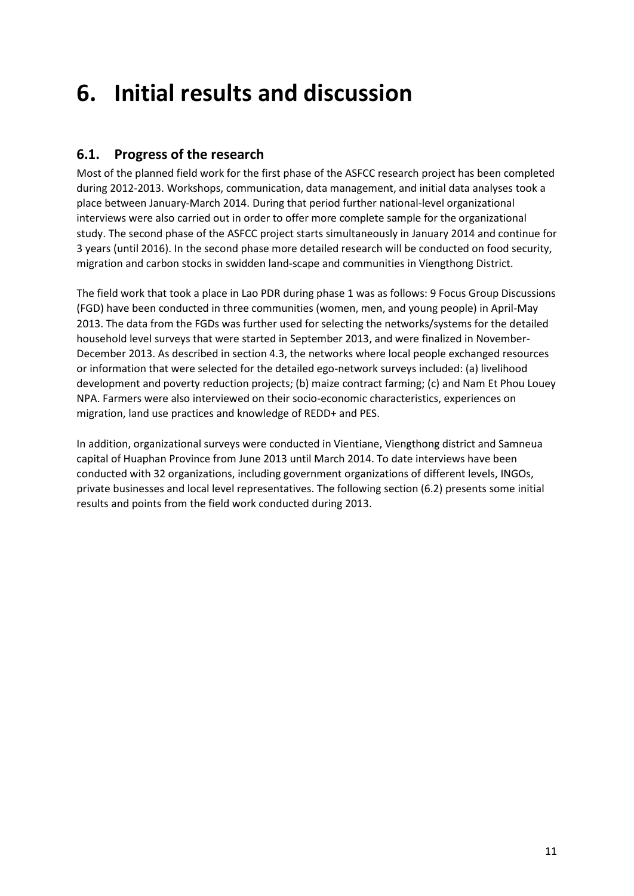# 6. Initial results and discussion

## 6.1. Progress of the research

Most of the planned field work for the first phase of the ASFCC research project has been completed during 2012-2013. Workshops, communication, data management, and initial data analyses took a place between January-March 2014. During that period further national-level organizational interviews were also carried out in order to offer more complete sample for the organizational study. The second phase of the ASFCC project starts simultaneously in January 2014 and continue for 3 years (until 2016). In the second phase more detailed research will be conducted on food security, migration and carbon stocks in swidden land-scape and communities in Viengthong District.

The field work that took a place in Lao PDR during phase 1 was as follows: 9 Focus Group Discussions (FGD) have been conducted in three communities (women, men, and young people) in April-May 2013. The data from the FGDs was further used for selecting the networks/systems for the detailed household level surveys that were started in September 2013, and were finalized in November-December 2013. As described in section 4.3, the networks where local people exchanged resources or information that were selected for the detailed ego-network surveys included: (a) livelihood development and poverty reduction projects; (b) maize contract farming; (c) and Nam Et Phou Louey NPA. Farmers were also interviewed on their socio-economic characteristics, experiences on migration, land use practices and knowledge of REDD+ and PES.

In addition, organizational surveys were conducted in Vientiane, Viengthong district and Samneua capital of Huaphan Province from June 2013 until March 2014. To date interviews have been conducted with 32 organizations, including government organizations of different levels, INGOs, private businesses and local level representatives. The following section (6.2) presents some initial results and points from the field work conducted during 2013.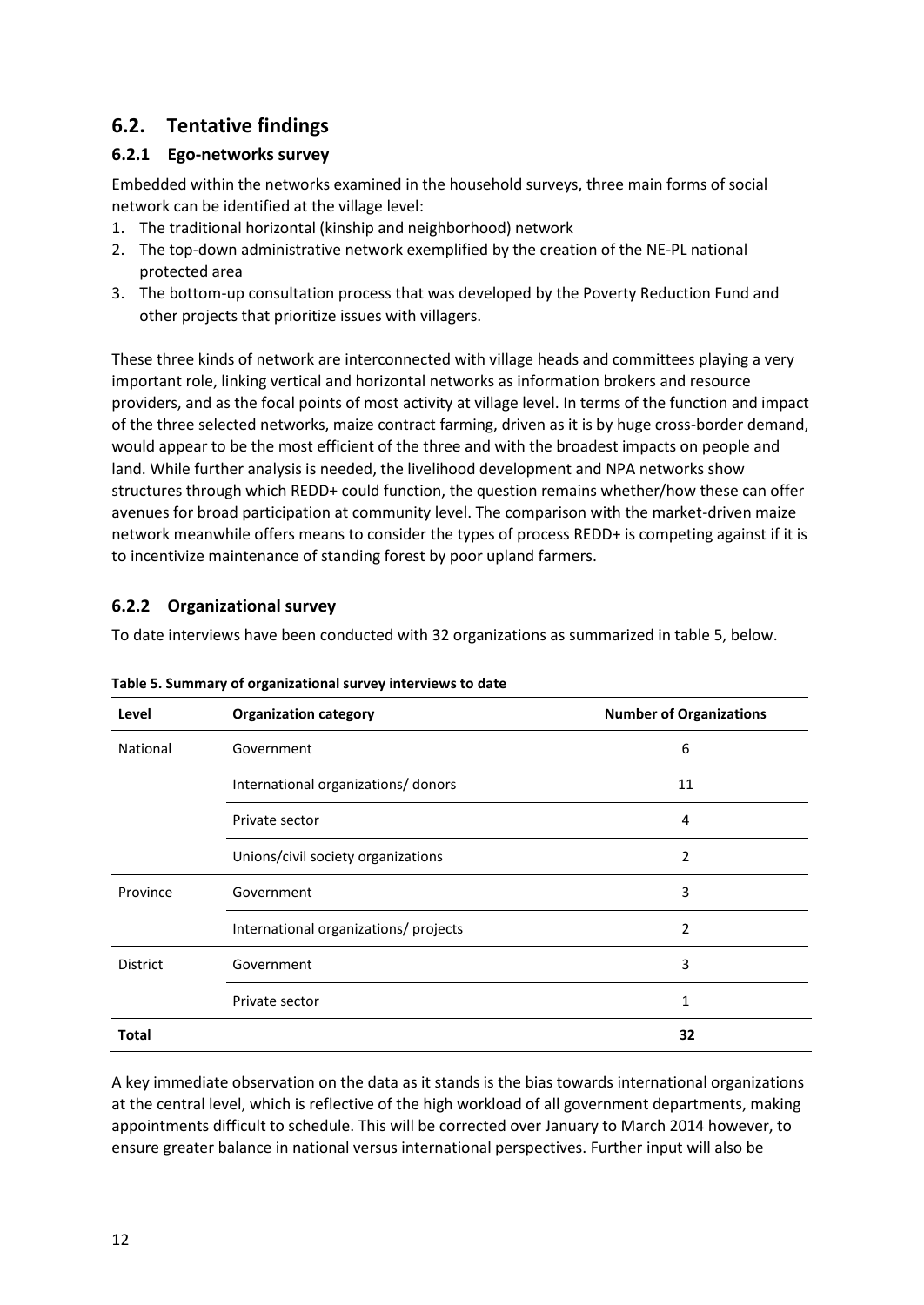## 6.2. Tentative findings

### 6.2.1 Ego-networks survey

Embedded within the networks examined in the household surveys, three main forms of social network can be identified at the village level:

1. The traditional horizontal (kinship and neighborhood) network
2. The top-down administrative network exemplified by the creation of the NE-PL national protected area
3. The bottom-up consultation process that was developed by the Poverty Reduction Fund and other projects that prioritize issues with villagers.

These three kinds of network are interconnected with village heads and committees playing a very important role, linking vertical and horizontal networks as information brokers and resource providers, and as the focal points of most activity at village level. In terms of the function and impact of the three selected networks, maize contract farming, driven as it is by huge cross-border demand, would appear to be the most efficient of the three and with the broadest impacts on people and land. While further analysis is needed, the livelihood development and NPA networks show structures through which REDD+ could function, the question remains whether/how these can offer avenues for broad participation at community level. The comparison with the market-driven maize network meanwhile offers means to consider the types of process REDD+ is competing against if it is to incentivize maintenance of standing forest by poor upland farmers.

### 6.2.2 Organizational survey

To date interviews have been conducted with 32 organizations as summarized in table 5, below.

**Table 5. Summary of organizational survey interviews to date**

| Level | Organization category | Number of Organizations |
|---|---|---|
| National | Government | 6 |
| | International organizations/ donors | 11 |
| | Private sector | 4 |
| | Unions/civil society organizations | 2 |
| Province | Government | 3 |
| | International organizations/ projects | 2 |
| District | Government | 3 |
| | Private sector | 1 |
| **Total** | | **32** |

A key immediate observation on the data as it stands is the bias towards international organizations at the central level, which is reflective of the high workload of all government departments, making appointments difficult to schedule. This will be corrected over January to March 2014 however, to ensure greater balance in national versus international perspectives. Further input will also be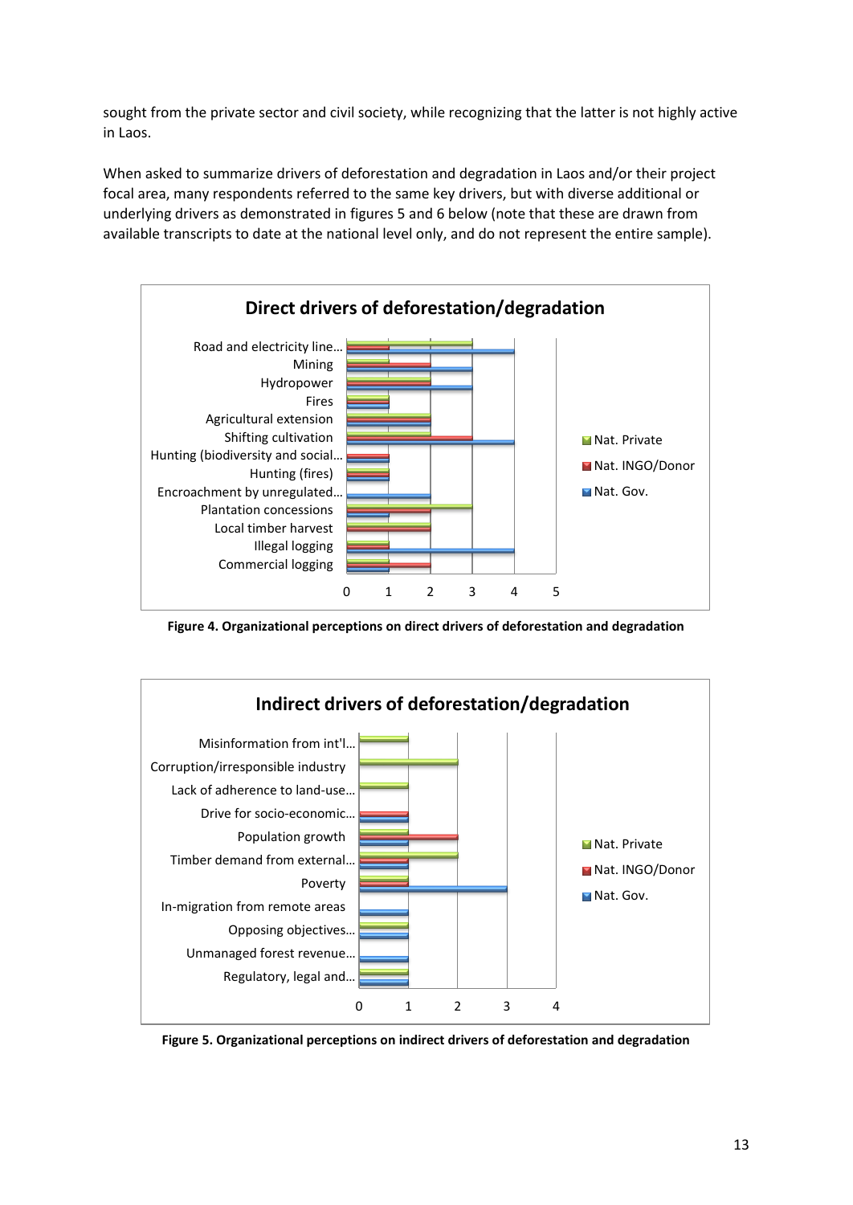sought from the private sector and civil society, while recognizing that the latter is not highly active in Laos.

When asked to summarize drivers of deforestation and degradation in Laos and/or their project focal area, many respondents referred to the same key drivers, but with diverse additional or underlying drivers as demonstrated in figures 5 and 6 below (note that these are drawn from available transcripts to date at the national level only, and do not represent the entire sample).

**Figure 4. Organizational perceptions on direct drivers of deforestation and degradation**

**Figure 5. Organizational perceptions on indirect drivers of deforestation and degradation**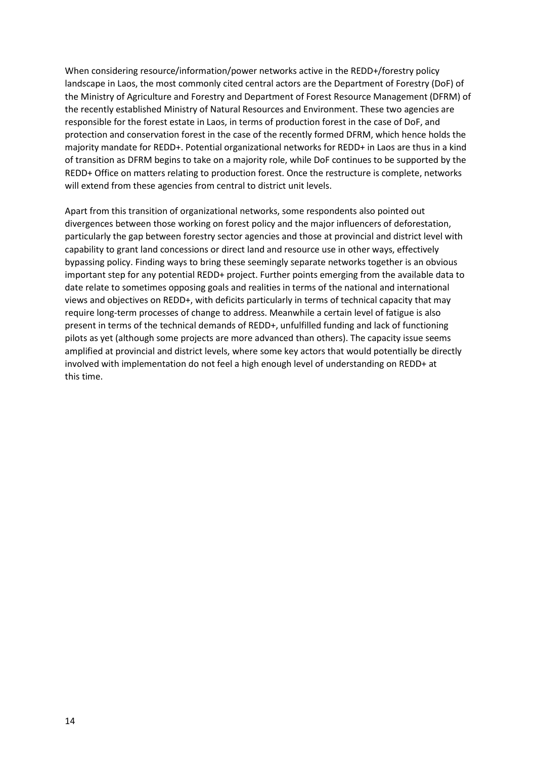When considering resource/information/power networks active in the REDD+/forestry policy landscape in Laos, the most commonly cited central actors are the Department of Forestry (DoF) of the Ministry of Agriculture and Forestry and Department of Forest Resource Management (DFRM) of the recently established Ministry of Natural Resources and Environment. These two agencies are responsible for the forest estate in Laos, in terms of production forest in the case of DoF, and protection and conservation forest in the case of the recently formed DFRM, which hence holds the majority mandate for REDD+. Potential organizational networks for REDD+ in Laos are thus in a kind of transition as DFRM begins to take on a majority role, while DoF continues to be supported by the REDD+ Office on matters relating to production forest. Once the restructure is complete, networks will extend from these agencies from central to district unit levels.

Apart from this transition of organizational networks, some respondents also pointed out divergences between those working on forest policy and the major influencers of deforestation, particularly the gap between forestry sector agencies and those at provincial and district level with capability to grant land concessions or direct land and resource use in other ways, effectively bypassing policy. Finding ways to bring these seemingly separate networks together is an obvious important step for any potential REDD+ project. Further points emerging from the available data to date relate to sometimes opposing goals and realities in terms of the national and international views and objectives on REDD+, with deficits particularly in terms of technical capacity that may require long-term processes of change to address. Meanwhile a certain level of fatigue is also present in terms of the technical demands of REDD+, unfulfilled funding and lack of functioning pilots as yet (although some projects are more advanced than others). The capacity issue seems amplified at provincial and district levels, where some key actors that would potentially be directly involved with implementation do not feel a high enough level of understanding on REDD+ at this time.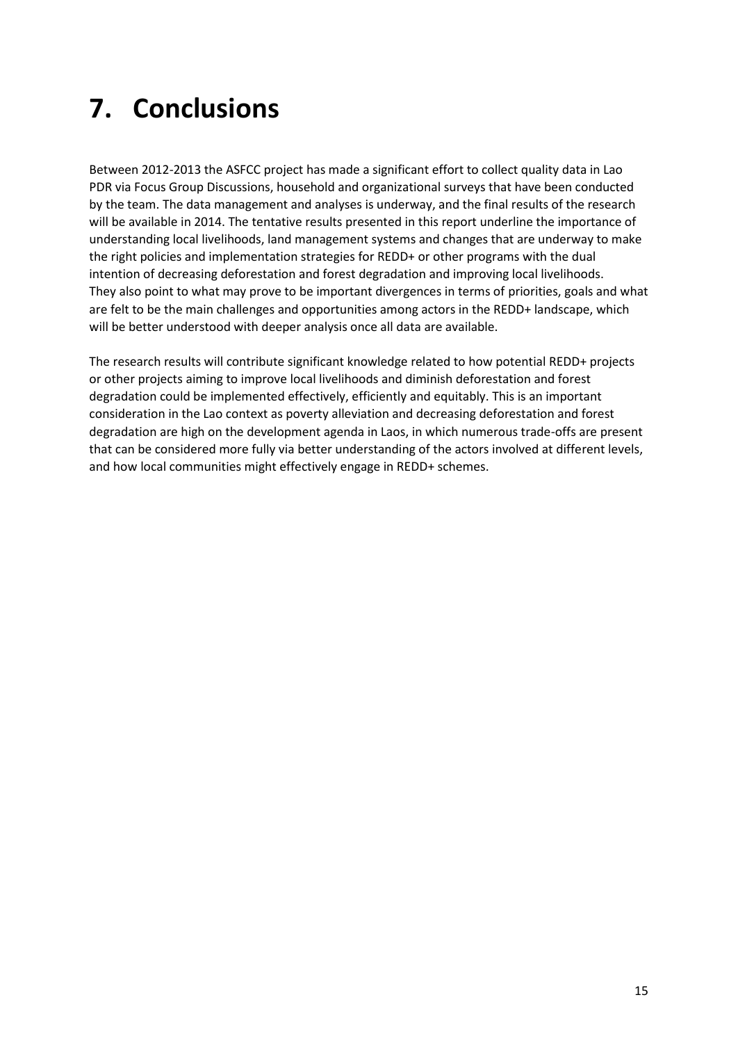# 7. Conclusions

Between 2012-2013 the ASFCC project has made a significant effort to collect quality data in Lao PDR via Focus Group Discussions, household and organizational surveys that have been conducted by the team. The data management and analyses is underway, and the final results of the research will be available in 2014. The tentative results presented in this report underline the importance of understanding local livelihoods, land management systems and changes that are underway to make the right policies and implementation strategies for REDD+ or other programs with the dual intention of decreasing deforestation and forest degradation and improving local livelihoods. They also point to what may prove to be important divergences in terms of priorities, goals and what are felt to be the main challenges and opportunities among actors in the REDD+ landscape, which will be better understood with deeper analysis once all data are available.

The research results will contribute significant knowledge related to how potential REDD+ projects or other projects aiming to improve local livelihoods and diminish deforestation and forest degradation could be implemented effectively, efficiently and equitably. This is an important consideration in the Lao context as poverty alleviation and decreasing deforestation and forest degradation are high on the development agenda in Laos, in which numerous trade-offs are present that can be considered more fully via better understanding of the actors involved at different levels, and how local communities might effectively engage in REDD+ schemes.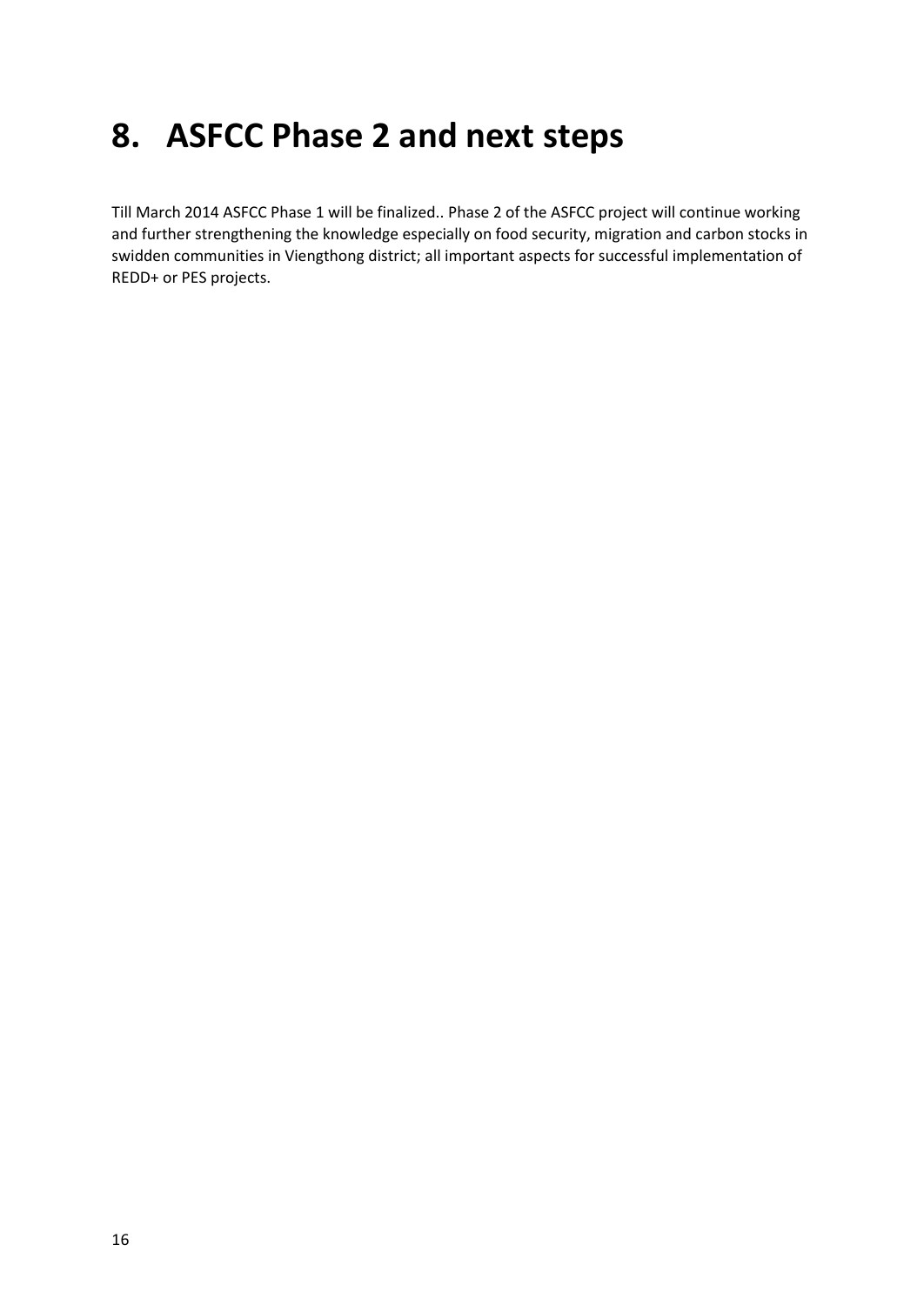# 8. ASFCC Phase 2 and next steps

Till March 2014 ASFCC Phase 1 will be finalized.. Phase 2 of the ASFCC project will continue working and further strengthening the knowledge especially on food security, migration and carbon stocks in swidden communities in Viengthong district; all important aspects for successful implementation of REDD+ or PES projects.